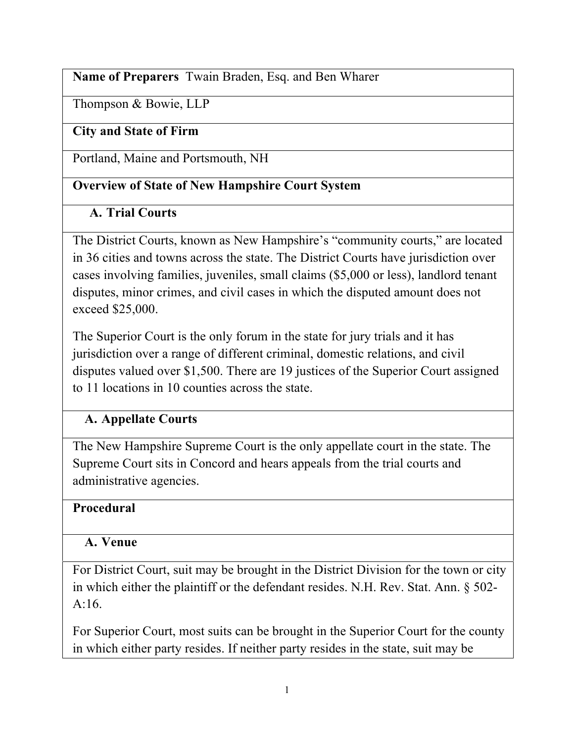**Name of Preparers** Twain Braden, Esq. and Ben Wharer

Thompson & Bowie, LLP

**City and State of Firm**

Portland, Maine and Portsmouth, NH

**Overview of State of New Hampshire Court System**

**A. Trial Courts**

The District Courts, known as New Hampshire's "community courts," are located in 36 cities and towns across the state. The District Courts have jurisdiction over cases involving families, juveniles, small claims ($5,000 or less), landlord tenant disputes, minor crimes, and civil cases in which the disputed amount does not exceed $25,000.

The Superior Court is the only forum in the state for jury trials and it has jurisdiction over a range of different criminal, domestic relations, and civil disputes valued over $1,500. There are 19 justices of the Superior Court assigned to 11 locations in 10 counties across the state.

**A. Appellate Courts**

The New Hampshire Supreme Court is the only appellate court in the state. The Supreme Court sits in Concord and hears appeals from the trial courts and administrative agencies.

**Procedural**

**A. Venue**

For District Court, suit may be brought in the District Division for the town or city in which either the plaintiff or the defendant resides. N.H. Rev. Stat. Ann. § 502-A:16.

For Superior Court, most suits can be brought in the Superior Court for the county in which either party resides. If neither party resides in the state, suit may be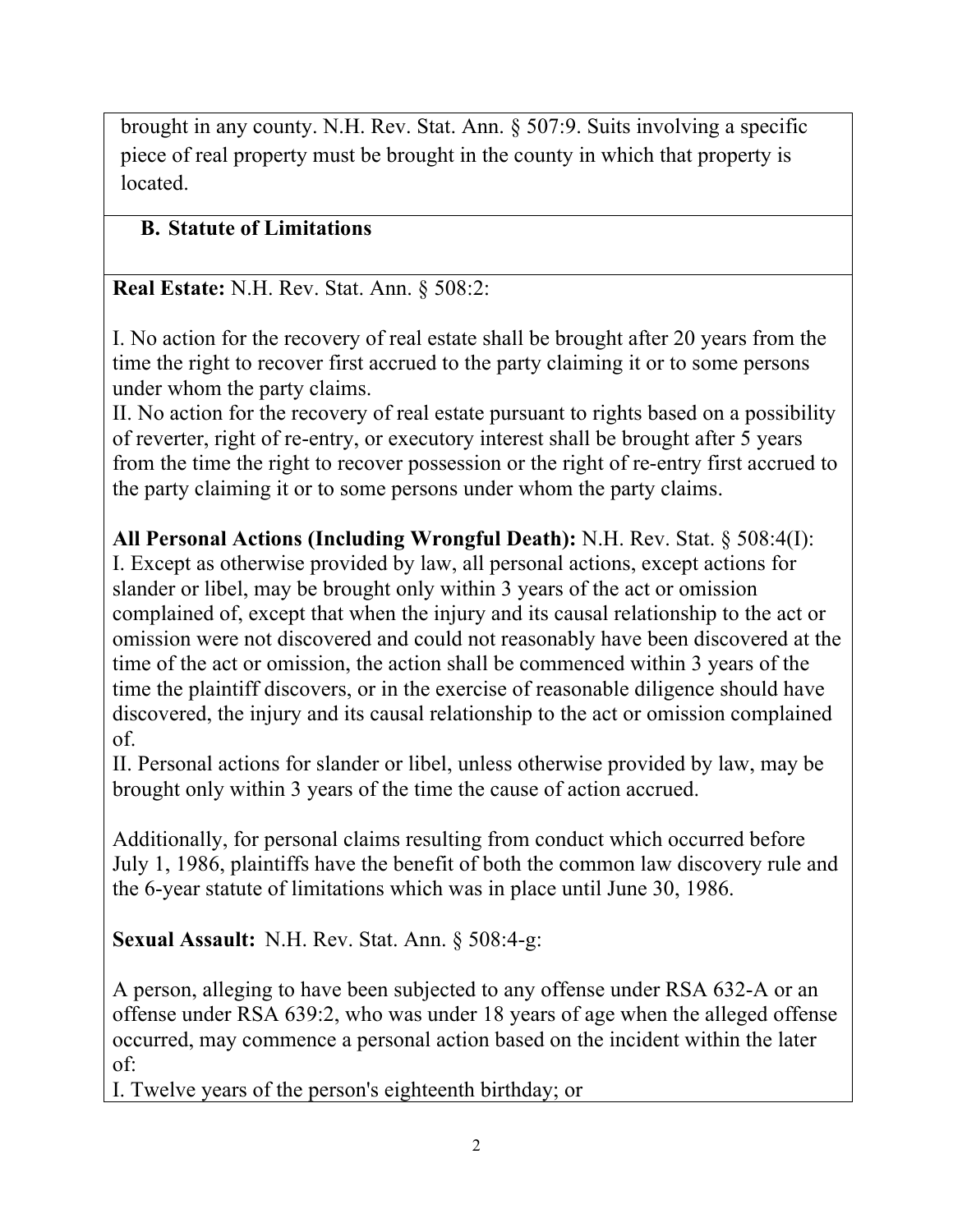brought in any county. N.H. Rev. Stat. Ann. § 507:9. Suits involving a specific piece of real property must be brought in the county in which that property is located.

## B. Statute of Limitations

**Real Estate:** N.H. Rev. Stat. Ann. § 508:2:

I. No action for the recovery of real estate shall be brought after 20 years from the time the right to recover first accrued to the party claiming it or to some persons under whom the party claims.
II. No action for the recovery of real estate pursuant to rights based on a possibility of reverter, right of re-entry, or executory interest shall be brought after 5 years from the time the right to recover possession or the right of re-entry first accrued to the party claiming it or to some persons under whom the party claims.

**All Personal Actions (Including Wrongful Death):** N.H. Rev. Stat. § 508:4(I):
I. Except as otherwise provided by law, all personal actions, except actions for slander or libel, may be brought only within 3 years of the act or omission complained of, except that when the injury and its causal relationship to the act or omission were not discovered and could not reasonably have been discovered at the time of the act or omission, the action shall be commenced within 3 years of the time the plaintiff discovers, or in the exercise of reasonable diligence should have discovered, the injury and its causal relationship to the act or omission complained of.
II. Personal actions for slander or libel, unless otherwise provided by law, may be brought only within 3 years of the time the cause of action accrued.

Additionally, for personal claims resulting from conduct which occurred before July 1, 1986, plaintiffs have the benefit of both the common law discovery rule and the 6-year statute of limitations which was in place until June 30, 1986.

**Sexual Assault:** N.H. Rev. Stat. Ann. § 508:4-g:

A person, alleging to have been subjected to any offense under RSA 632-A or an offense under RSA 639:2, who was under 18 years of age when the alleged offense occurred, may commence a personal action based on the incident within the later of:
I. Twelve years of the person's eighteenth birthday; or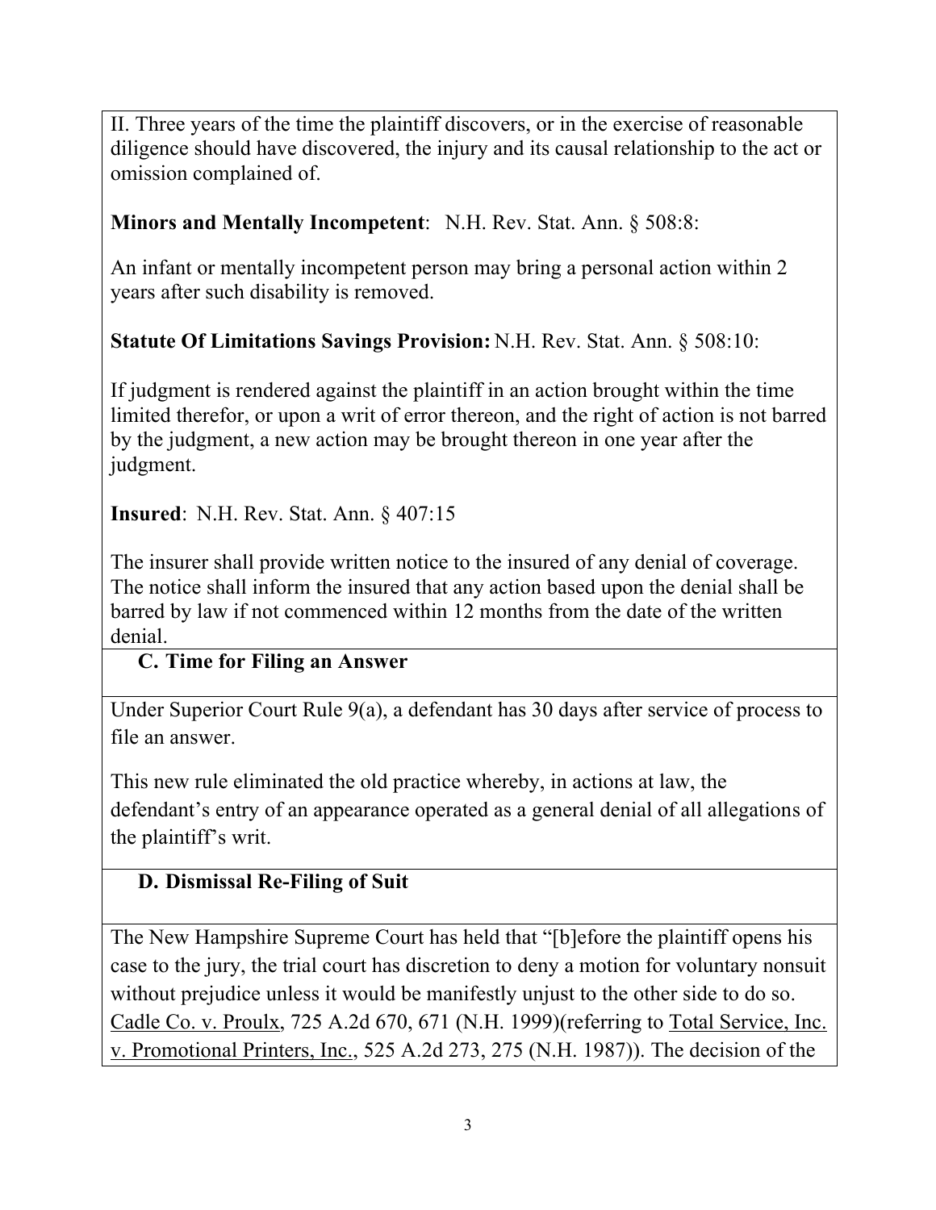II. Three years of the time the plaintiff discovers, or in the exercise of reasonable diligence should have discovered, the injury and its causal relationship to the act or omission complained of.

**Minors and Mentally Incompetent**: N.H. Rev. Stat. Ann. § 508:8:

An infant or mentally incompetent person may bring a personal action within 2 years after such disability is removed.

**Statute Of Limitations Savings Provision:** N.H. Rev. Stat. Ann. § 508:10:

If judgment is rendered against the plaintiff in an action brought within the time limited therefor, or upon a writ of error thereon, and the right of action is not barred by the judgment, a new action may be brought thereon in one year after the judgment.

**Insured**: N.H. Rev. Stat. Ann. § 407:15

The insurer shall provide written notice to the insured of any denial of coverage. The notice shall inform the insured that any action based upon the denial shall be barred by law if not commenced within 12 months from the date of the written denial.

### C. Time for Filing an Answer

Under Superior Court Rule 9(a), a defendant has 30 days after service of process to file an answer.

This new rule eliminated the old practice whereby, in actions at law, the defendant's entry of an appearance operated as a general denial of all allegations of the plaintiff's writ.

### D. Dismissal Re-Filing of Suit

The New Hampshire Supreme Court has held that "[b]efore the plaintiff opens his case to the jury, the trial court has discretion to deny a motion for voluntary nonsuit without prejudice unless it would be manifestly unjust to the other side to do so. Cadle Co. v. Proulx, 725 A.2d 670, 671 (N.H. 1999)(referring to Total Service, Inc. v. Promotional Printers, Inc., 525 A.2d 273, 275 (N.H. 1987)). The decision of the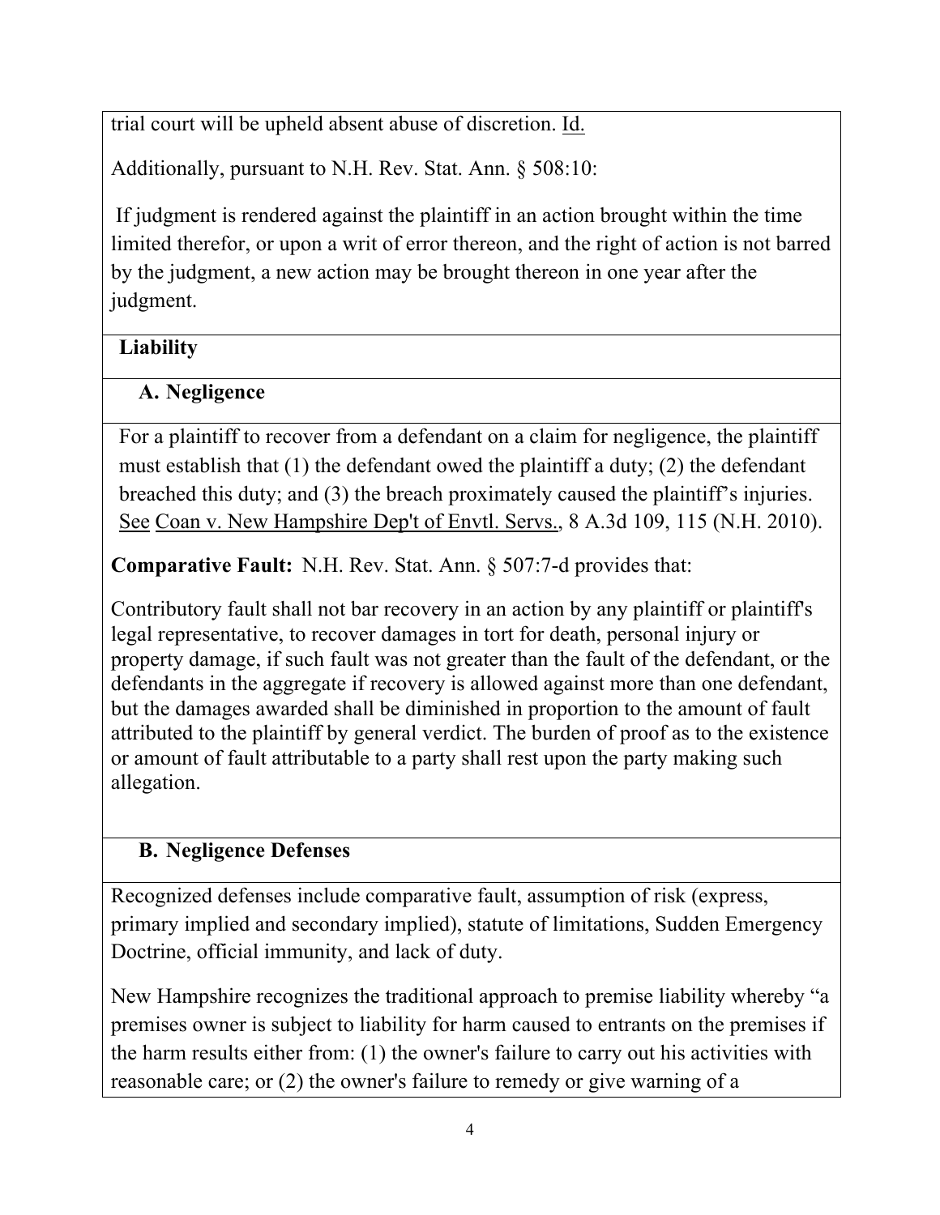trial court will be upheld absent abuse of discretion. Id.

Additionally, pursuant to N.H. Rev. Stat. Ann. § 508:10:

> If judgment is rendered against the plaintiff in an action brought within the time limited therefor, or upon a writ of error thereon, and the right of action is not barred by the judgment, a new action may be brought thereon in one year after the judgment.

## Liability

### A. Negligence

For a plaintiff to recover from a defendant on a claim for negligence, the plaintiff must establish that (1) the defendant owed the plaintiff a duty; (2) the defendant breached this duty; and (3) the breach proximately caused the plaintiff's injuries. See Coan v. New Hampshire Dep't of Envtl. Servs., 8 A.3d 109, 115 (N.H. 2010).

**Comparative Fault:** N.H. Rev. Stat. Ann. § 507:7-d provides that:

Contributory fault shall not bar recovery in an action by any plaintiff or plaintiff's legal representative, to recover damages in tort for death, personal injury or property damage, if such fault was not greater than the fault of the defendant, or the defendants in the aggregate if recovery is allowed against more than one defendant, but the damages awarded shall be diminished in proportion to the amount of fault attributed to the plaintiff by general verdict. The burden of proof as to the existence or amount of fault attributable to a party shall rest upon the party making such allegation.

### B. Negligence Defenses

Recognized defenses include comparative fault, assumption of risk (express, primary implied and secondary implied), statute of limitations, Sudden Emergency Doctrine, official immunity, and lack of duty.

New Hampshire recognizes the traditional approach to premise liability whereby "a premises owner is subject to liability for harm caused to entrants on the premises if the harm results either from: (1) the owner's failure to carry out his activities with reasonable care; or (2) the owner's failure to remedy or give warning of a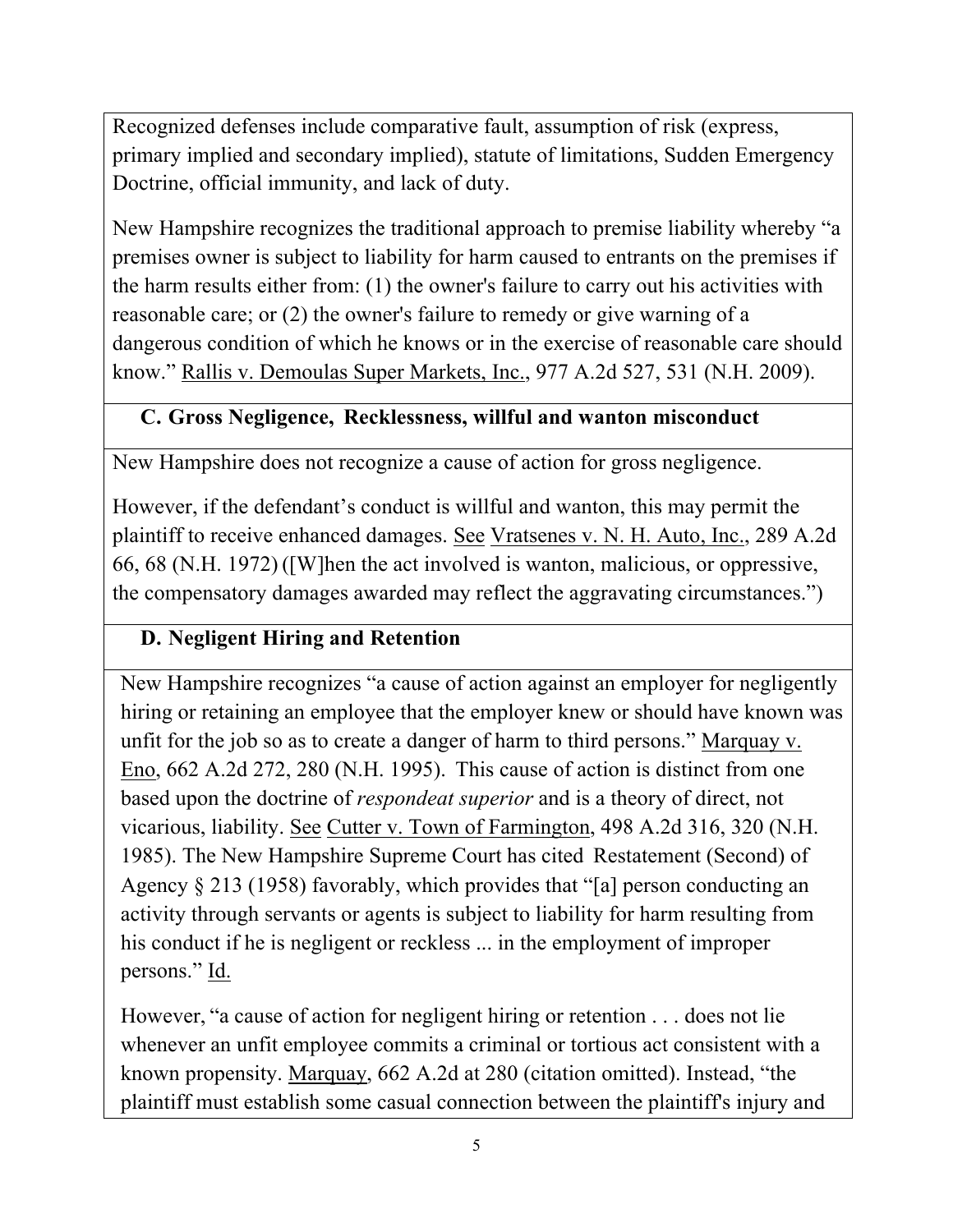Recognized defenses include comparative fault, assumption of risk (express, primary implied and secondary implied), statute of limitations, Sudden Emergency Doctrine, official immunity, and lack of duty.

New Hampshire recognizes the traditional approach to premise liability whereby "a premises owner is subject to liability for harm caused to entrants on the premises if the harm results either from: (1) the owner's failure to carry out his activities with reasonable care; or (2) the owner's failure to remedy or give warning of a dangerous condition of which he knows or in the exercise of reasonable care should know." Rallis v. Demoulas Super Markets, Inc., 977 A.2d 527, 531 (N.H. 2009).

### C. Gross Negligence, Recklessness, willful and wanton misconduct

New Hampshire does not recognize a cause of action for gross negligence.

However, if the defendant's conduct is willful and wanton, this may permit the plaintiff to receive enhanced damages. See Vratsenes v. N. H. Auto, Inc., 289 A.2d 66, 68 (N.H. 1972) ([W]hen the act involved is wanton, malicious, or oppressive, the compensatory damages awarded may reflect the aggravating circumstances.")

### D. Negligent Hiring and Retention

New Hampshire recognizes "a cause of action against an employer for negligently hiring or retaining an employee that the employer knew or should have known was unfit for the job so as to create a danger of harm to third persons." Marquay v. Eno, 662 A.2d 272, 280 (N.H. 1995). This cause of action is distinct from one based upon the doctrine of *respondeat superior* and is a theory of direct, not vicarious, liability. See Cutter v. Town of Farmington, 498 A.2d 316, 320 (N.H. 1985). The New Hampshire Supreme Court has cited Restatement (Second) of Agency § 213 (1958) favorably, which provides that "[a] person conducting an activity through servants or agents is subject to liability for harm resulting from his conduct if he is negligent or reckless ... in the employment of improper persons." Id.

However, "a cause of action for negligent hiring or retention . . . does not lie whenever an unfit employee commits a criminal or tortious act consistent with a known propensity. Marquay, 662 A.2d at 280 (citation omitted). Instead, "the plaintiff must establish some casual connection between the plaintiff's injury and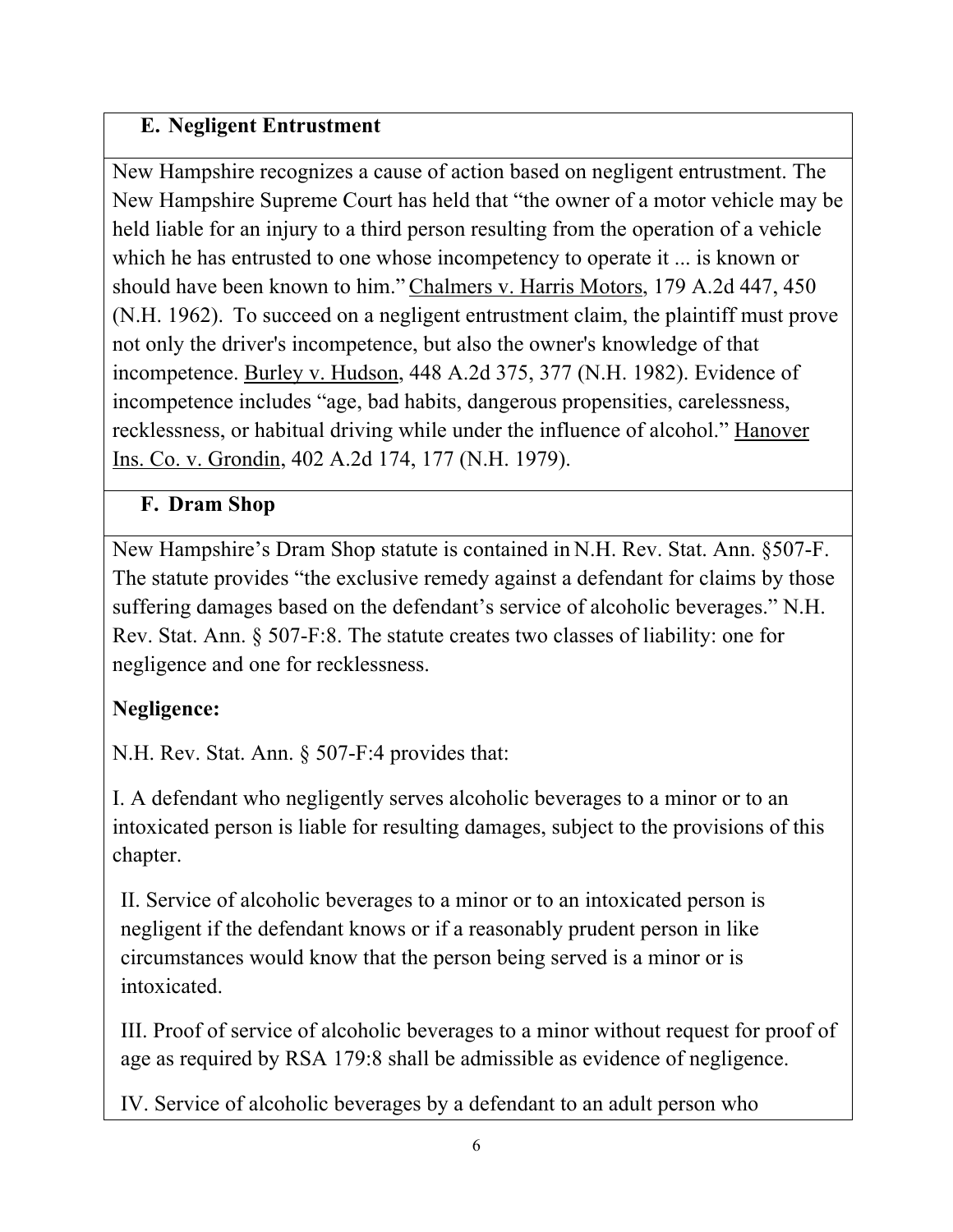### E. Negligent Entrustment

New Hampshire recognizes a cause of action based on negligent entrustment. The New Hampshire Supreme Court has held that "the owner of a motor vehicle may be held liable for an injury to a third person resulting from the operation of a vehicle which he has entrusted to one whose incompetency to operate it ... is known or should have been known to him." Chalmers v. Harris Motors, 179 A.2d 447, 450 (N.H. 1962). To succeed on a negligent entrustment claim, the plaintiff must prove not only the driver's incompetence, but also the owner's knowledge of that incompetence. Burley v. Hudson, 448 A.2d 375, 377 (N.H. 1982). Evidence of incompetence includes "age, bad habits, dangerous propensities, carelessness, recklessness, or habitual driving while under the influence of alcohol." Hanover Ins. Co. v. Grondin, 402 A.2d 174, 177 (N.H. 1979).

### F. Dram Shop

New Hampshire's Dram Shop statute is contained in N.H. Rev. Stat. Ann. §507-F. The statute provides "the exclusive remedy against a defendant for claims by those suffering damages based on the defendant's service of alcoholic beverages." N.H. Rev. Stat. Ann. § 507-F:8. The statute creates two classes of liability: one for negligence and one for recklessness.

**Negligence:**

N.H. Rev. Stat. Ann. § 507-F:4 provides that:

I. A defendant who negligently serves alcoholic beverages to a minor or to an intoxicated person is liable for resulting damages, subject to the provisions of this chapter.

II. Service of alcoholic beverages to a minor or to an intoxicated person is negligent if the defendant knows or if a reasonably prudent person in like circumstances would know that the person being served is a minor or is intoxicated.

III. Proof of service of alcoholic beverages to a minor without request for proof of age as required by RSA 179:8 shall be admissible as evidence of negligence.

IV. Service of alcoholic beverages by a defendant to an adult person who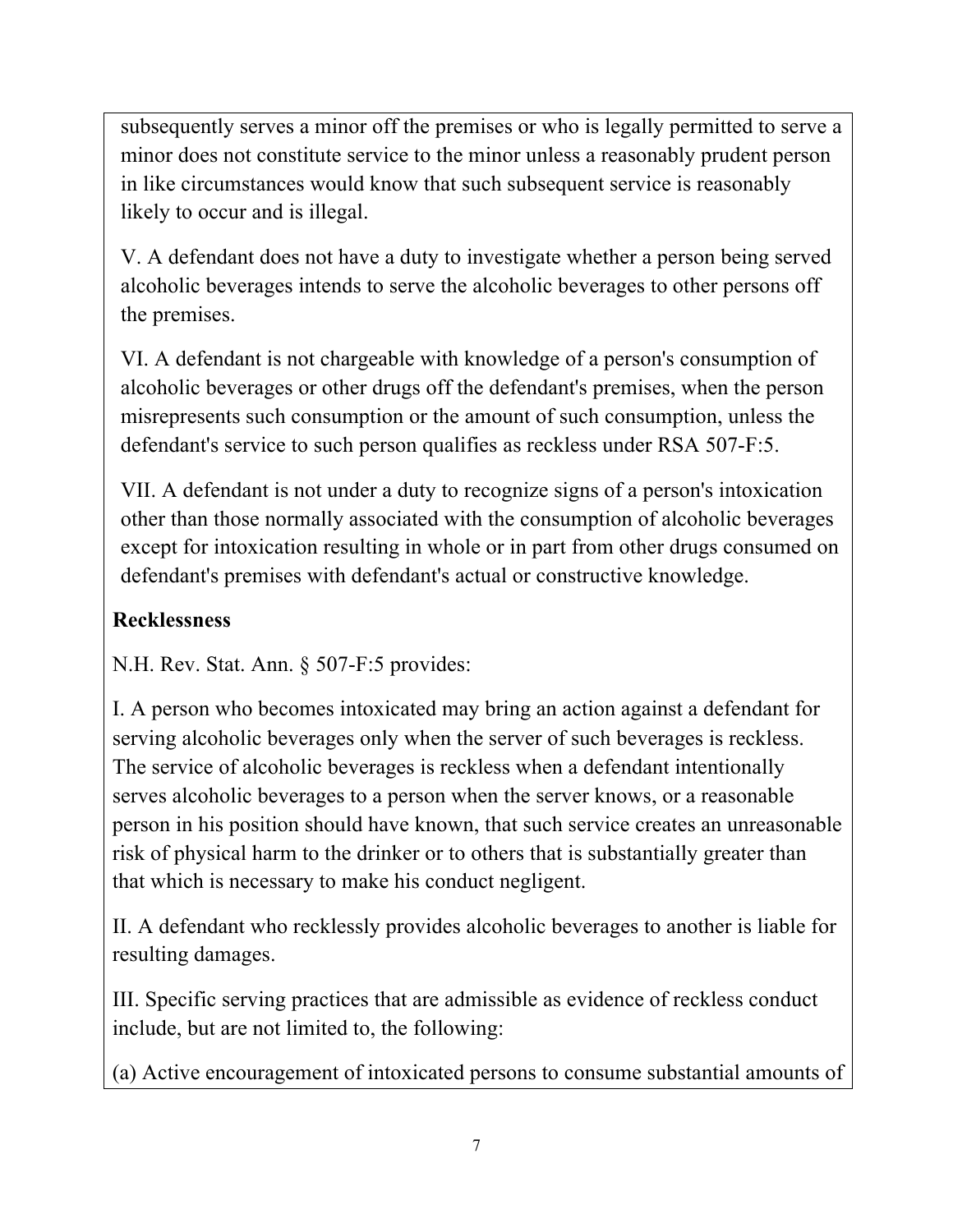subsequently serves a minor off the premises or who is legally permitted to serve a minor does not constitute service to the minor unless a reasonably prudent person in like circumstances would know that such subsequent service is reasonably likely to occur and is illegal.

V. A defendant does not have a duty to investigate whether a person being served alcoholic beverages intends to serve the alcoholic beverages to other persons off the premises.

VI. A defendant is not chargeable with knowledge of a person's consumption of alcoholic beverages or other drugs off the defendant's premises, when the person misrepresents such consumption or the amount of such consumption, unless the defendant's service to such person qualifies as reckless under RSA 507-F:5.

VII. A defendant is not under a duty to recognize signs of a person's intoxication other than those normally associated with the consumption of alcoholic beverages except for intoxication resulting in whole or in part from other drugs consumed on defendant's premises with defendant's actual or constructive knowledge.

**Recklessness**

N.H. Rev. Stat. Ann. § 507-F:5 provides:

I. A person who becomes intoxicated may bring an action against a defendant for serving alcoholic beverages only when the server of such beverages is reckless. The service of alcoholic beverages is reckless when a defendant intentionally serves alcoholic beverages to a person when the server knows, or a reasonable person in his position should have known, that such service creates an unreasonable risk of physical harm to the drinker or to others that is substantially greater than that which is necessary to make his conduct negligent.

II. A defendant who recklessly provides alcoholic beverages to another is liable for resulting damages.

III. Specific serving practices that are admissible as evidence of reckless conduct include, but are not limited to, the following:

(a) Active encouragement of intoxicated persons to consume substantial amounts of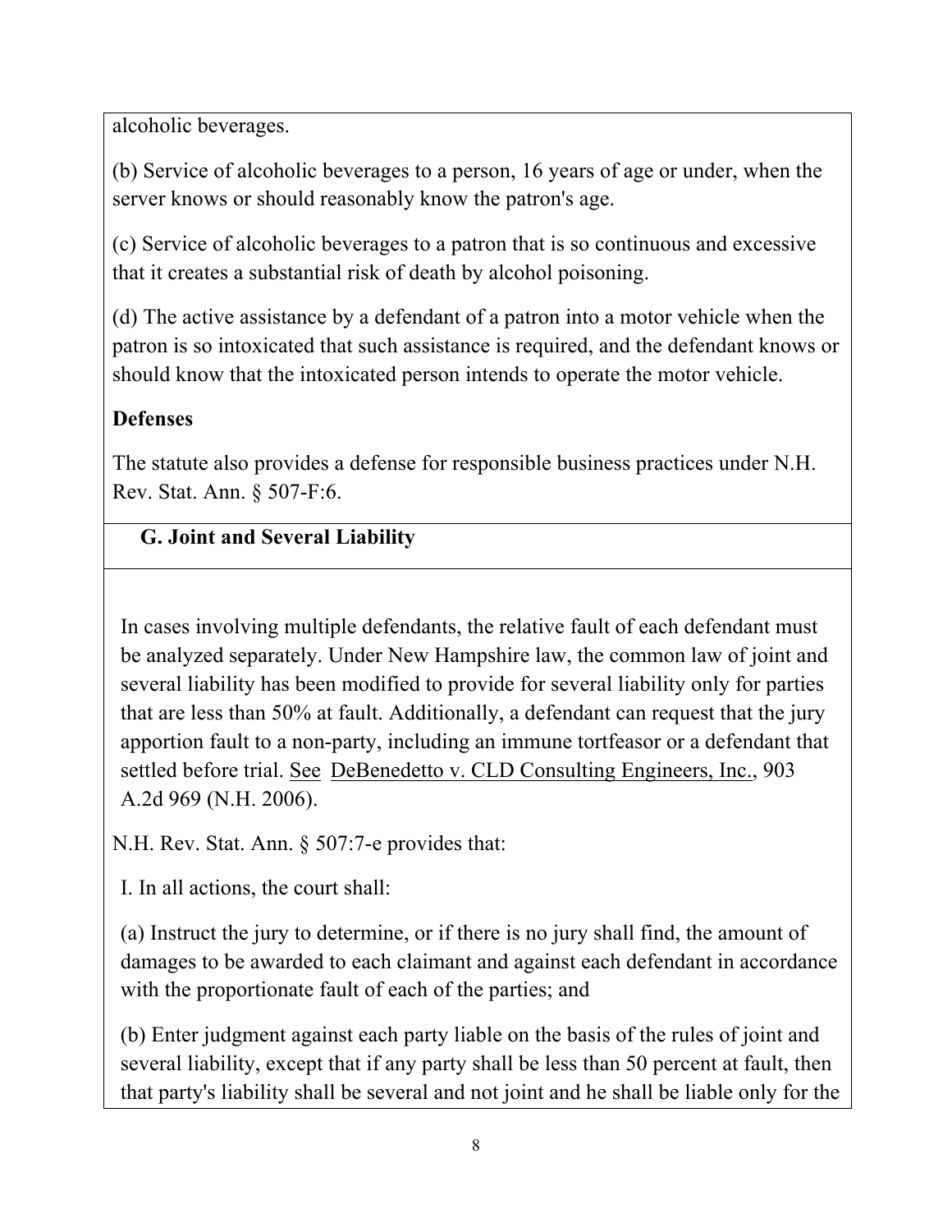alcoholic beverages.

(b) Service of alcoholic beverages to a person, 16 years of age or under, when the server knows or should reasonably know the patron's age.

(c) Service of alcoholic beverages to a patron that is so continuous and excessive that it creates a substantial risk of death by alcohol poisoning.

(d) The active assistance by a defendant of a patron into a motor vehicle when the patron is so intoxicated that such assistance is required, and the defendant knows or should know that the intoxicated person intends to operate the motor vehicle.

**Defenses**

The statute also provides a defense for responsible business practices under N.H. Rev. Stat. Ann. § 507-F:6.

### G. Joint and Several Liability

In cases involving multiple defendants, the relative fault of each defendant must be analyzed separately. Under New Hampshire law, the common law of joint and several liability has been modified to provide for several liability only for parties that are less than 50% at fault. Additionally, a defendant can request that the jury apportion fault to a non-party, including an immune tortfeasor or a defendant that settled before trial. See DeBenedetto v. CLD Consulting Engineers, Inc., 903 A.2d 969 (N.H. 2006).

N.H. Rev. Stat. Ann. § 507:7-e provides that:

I. In all actions, the court shall:

(a) Instruct the jury to determine, or if there is no jury shall find, the amount of damages to be awarded to each claimant and against each defendant in accordance with the proportionate fault of each of the parties; and

(b) Enter judgment against each party liable on the basis of the rules of joint and several liability, except that if any party shall be less than 50 percent at fault, then that party's liability shall be several and not joint and he shall be liable only for the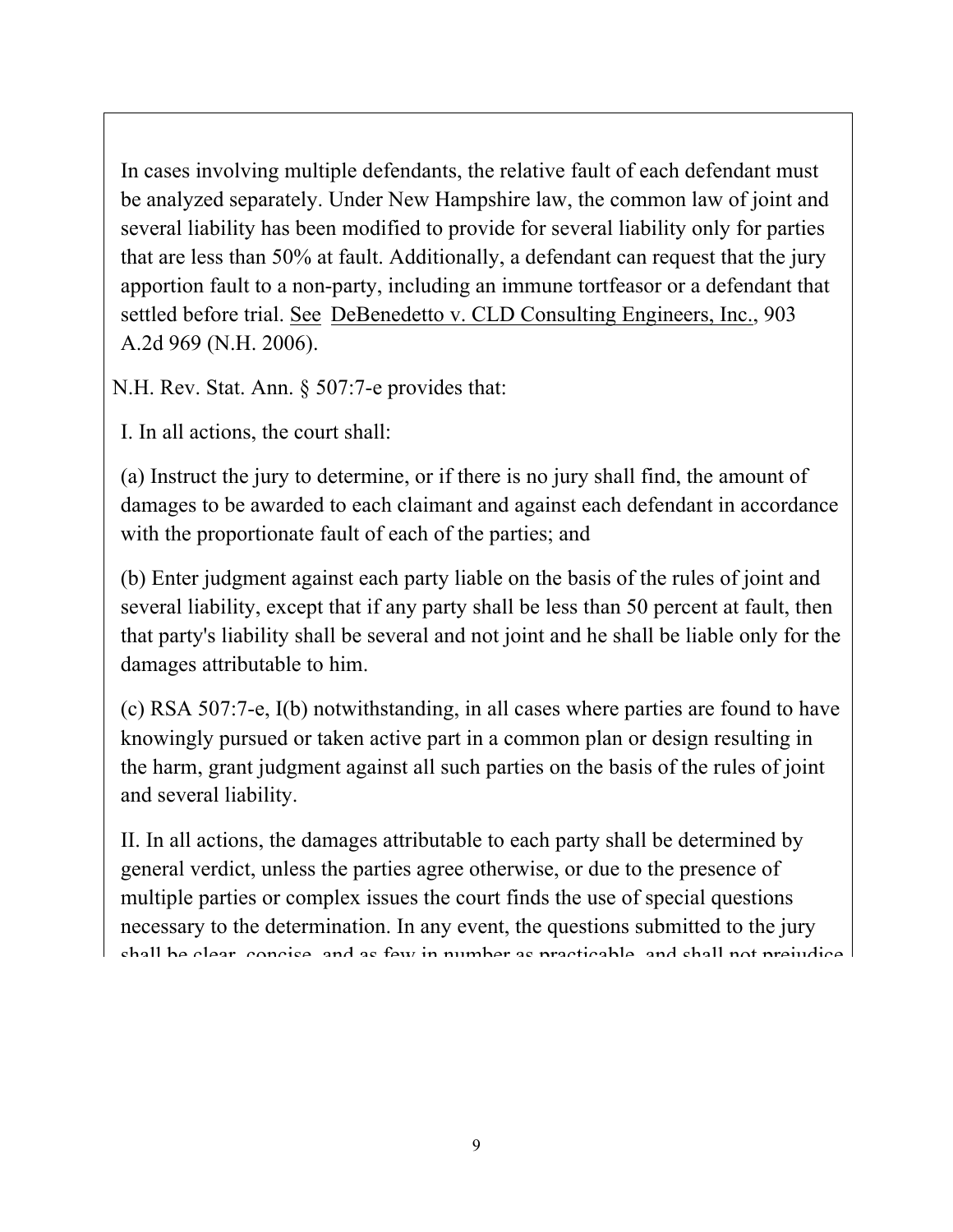In cases involving multiple defendants, the relative fault of each defendant must be analyzed separately. Under New Hampshire law, the common law of joint and several liability has been modified to provide for several liability only for parties that are less than 50% at fault. Additionally, a defendant can request that the jury apportion fault to a non-party, including an immune tortfeasor or a defendant that settled before trial. See DeBenedetto v. CLD Consulting Engineers, Inc., 903 A.2d 969 (N.H. 2006).

N.H. Rev. Stat. Ann. § 507:7-e provides that:

I. In all actions, the court shall:

(a) Instruct the jury to determine, or if there is no jury shall find, the amount of damages to be awarded to each claimant and against each defendant in accordance with the proportionate fault of each of the parties; and

(b) Enter judgment against each party liable on the basis of the rules of joint and several liability, except that if any party shall be less than 50 percent at fault, then that party's liability shall be several and not joint and he shall be liable only for the damages attributable to him.

(c) RSA 507:7-e, I(b) notwithstanding, in all cases where parties are found to have knowingly pursued or taken active part in a common plan or design resulting in the harm, grant judgment against all such parties on the basis of the rules of joint and several liability.

II. In all actions, the damages attributable to each party shall be determined by general verdict, unless the parties agree otherwise, or due to the presence of multiple parties or complex issues the court finds the use of special questions necessary to the determination. In any event, the questions submitted to the jury shall be clear, concise, and as few in number as practicable, and shall not prejudice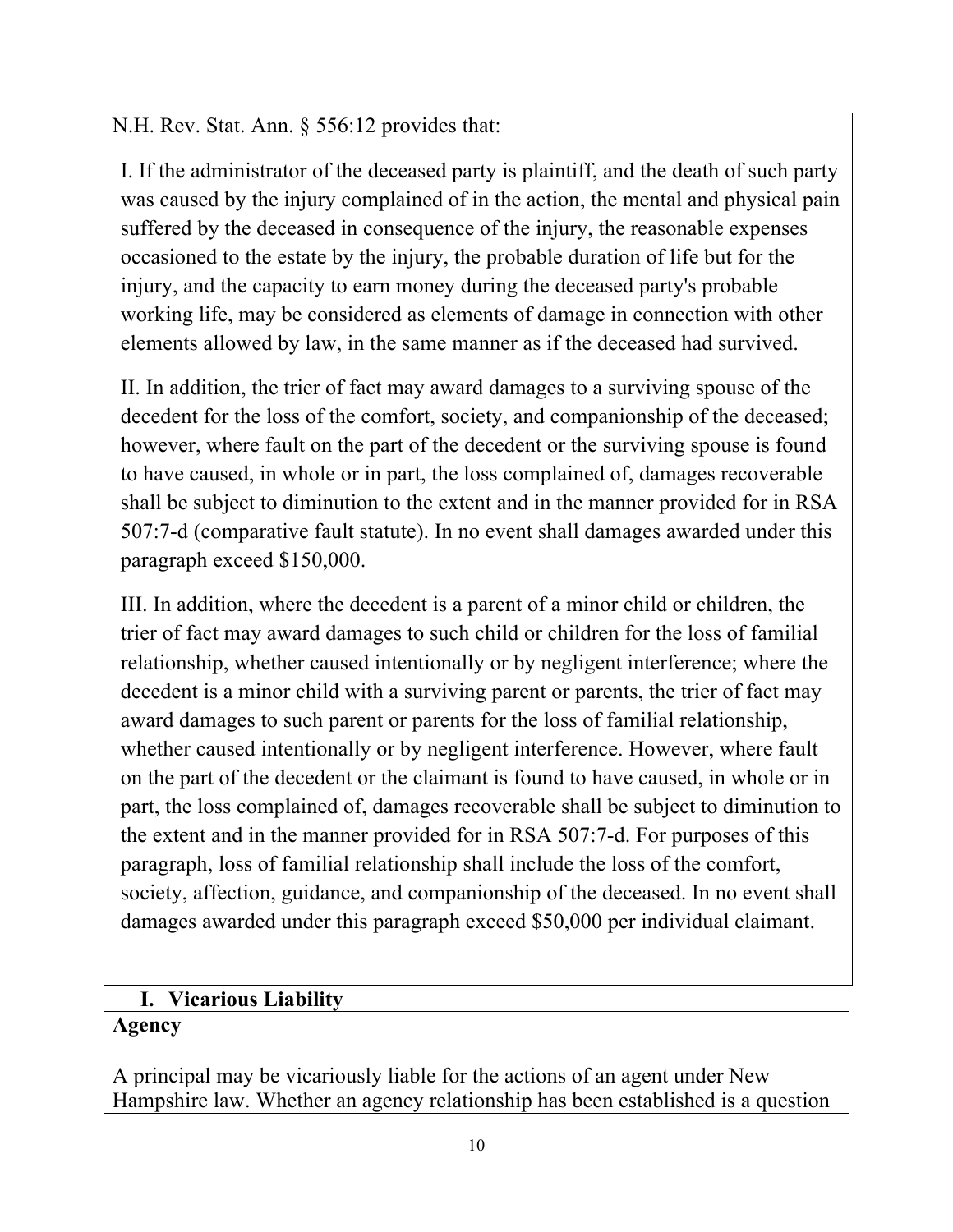N.H. Rev. Stat. Ann. § 556:12 provides that:

I. If the administrator of the deceased party is plaintiff, and the death of such party was caused by the injury complained of in the action, the mental and physical pain suffered by the deceased in consequence of the injury, the reasonable expenses occasioned to the estate by the injury, the probable duration of life but for the injury, and the capacity to earn money during the deceased party's probable working life, may be considered as elements of damage in connection with other elements allowed by law, in the same manner as if the deceased had survived.

II. In addition, the trier of fact may award damages to a surviving spouse of the decedent for the loss of the comfort, society, and companionship of the deceased; however, where fault on the part of the decedent or the surviving spouse is found to have caused, in whole or in part, the loss complained of, damages recoverable shall be subject to diminution to the extent and in the manner provided for in RSA 507:7-d (comparative fault statute). In no event shall damages awarded under this paragraph exceed $150,000.

III. In addition, where the decedent is a parent of a minor child or children, the trier of fact may award damages to such child or children for the loss of familial relationship, whether caused intentionally or by negligent interference; where the decedent is a minor child with a surviving parent or parents, the trier of fact may award damages to such parent or parents for the loss of familial relationship, whether caused intentionally or by negligent interference. However, where fault on the part of the decedent or the claimant is found to have caused, in whole or in part, the loss complained of, damages recoverable shall be subject to diminution to the extent and in the manner provided for in RSA 507:7-d. For purposes of this paragraph, loss of familial relationship shall include the loss of the comfort, society, affection, guidance, and companionship of the deceased. In no event shall damages awarded under this paragraph exceed $50,000 per individual claimant.

## I. Vicarious Liability

**Agency**

A principal may be vicariously liable for the actions of an agent under New Hampshire law. Whether an agency relationship has been established is a question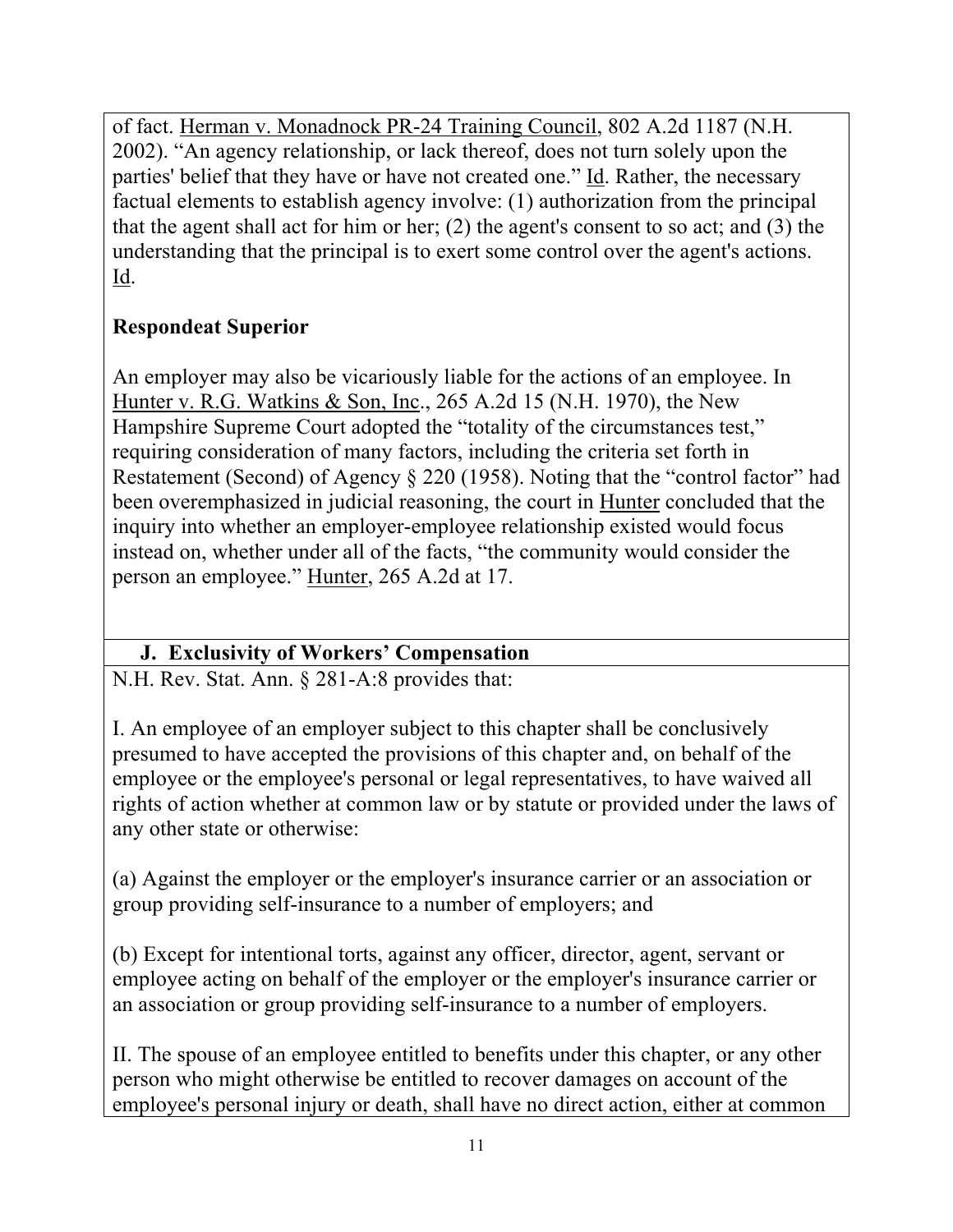of fact. Herman v. Monadnock PR-24 Training Council, 802 A.2d 1187 (N.H. 2002). "An agency relationship, or lack thereof, does not turn solely upon the parties' belief that they have or have not created one." Id. Rather, the necessary factual elements to establish agency involve: (1) authorization from the principal that the agent shall act for him or her; (2) the agent's consent to so act; and (3) the understanding that the principal is to exert some control over the agent's actions. Id.

**Respondeat Superior**

An employer may also be vicariously liable for the actions of an employee. In Hunter v. R.G. Watkins & Son, Inc., 265 A.2d 15 (N.H. 1970), the New Hampshire Supreme Court adopted the "totality of the circumstances test," requiring consideration of many factors, including the criteria set forth in Restatement (Second) of Agency § 220 (1958). Noting that the "control factor" had been overemphasized in judicial reasoning, the court in Hunter concluded that the inquiry into whether an employer-employee relationship existed would focus instead on, whether under all of the facts, "the community would consider the person an employee." Hunter, 265 A.2d at 17.

### J. Exclusivity of Workers' Compensation

N.H. Rev. Stat. Ann. § 281-A:8 provides that:

I. An employee of an employer subject to this chapter shall be conclusively presumed to have accepted the provisions of this chapter and, on behalf of the employee or the employee's personal or legal representatives, to have waived all rights of action whether at common law or by statute or provided under the laws of any other state or otherwise:

(a) Against the employer or the employer's insurance carrier or an association or group providing self-insurance to a number of employers; and

(b) Except for intentional torts, against any officer, director, agent, servant or employee acting on behalf of the employer or the employer's insurance carrier or an association or group providing self-insurance to a number of employers.

II. The spouse of an employee entitled to benefits under this chapter, or any other person who might otherwise be entitled to recover damages on account of the employee's personal injury or death, shall have no direct action, either at common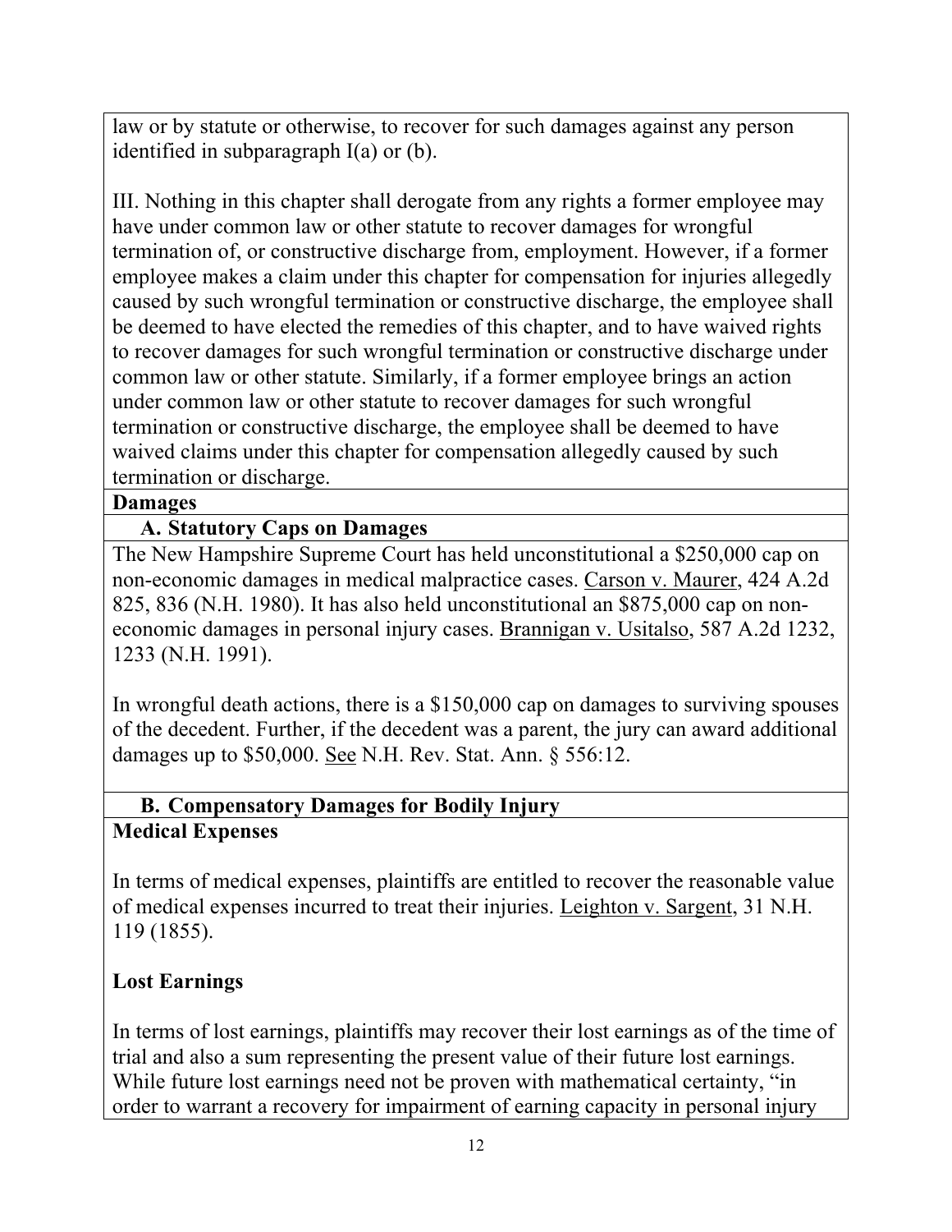law or by statute or otherwise, to recover for such damages against any person identified in subparagraph I(a) or (b).

III. Nothing in this chapter shall derogate from any rights a former employee may have under common law or other statute to recover damages for wrongful termination of, or constructive discharge from, employment. However, if a former employee makes a claim under this chapter for compensation for injuries allegedly caused by such wrongful termination or constructive discharge, the employee shall be deemed to have elected the remedies of this chapter, and to have waived rights to recover damages for such wrongful termination or constructive discharge under common law or other statute. Similarly, if a former employee brings an action under common law or other statute to recover damages for such wrongful termination or constructive discharge, the employee shall be deemed to have waived claims under this chapter for compensation allegedly caused by such termination or discharge.

## Damages

### A. Statutory Caps on Damages

The New Hampshire Supreme Court has held unconstitutional a $250,000 cap on non-economic damages in medical malpractice cases. Carson v. Maurer, 424 A.2d 825, 836 (N.H. 1980). It has also held unconstitutional an $875,000 cap on non-economic damages in personal injury cases. Brannigan v. Usitalso, 587 A.2d 1232, 1233 (N.H. 1991).

In wrongful death actions, there is a $150,000 cap on damages to surviving spouses of the decedent. Further, if the decedent was a parent, the jury can award additional damages up to $50,000. See N.H. Rev. Stat. Ann. § 556:12.

### B. Compensatory Damages for Bodily Injury

**Medical Expenses**

In terms of medical expenses, plaintiffs are entitled to recover the reasonable value of medical expenses incurred to treat their injuries. Leighton v. Sargent, 31 N.H. 119 (1855).

**Lost Earnings**

In terms of lost earnings, plaintiffs may recover their lost earnings as of the time of trial and also a sum representing the present value of their future lost earnings. While future lost earnings need not be proven with mathematical certainty, "in order to warrant a recovery for impairment of earning capacity in personal injury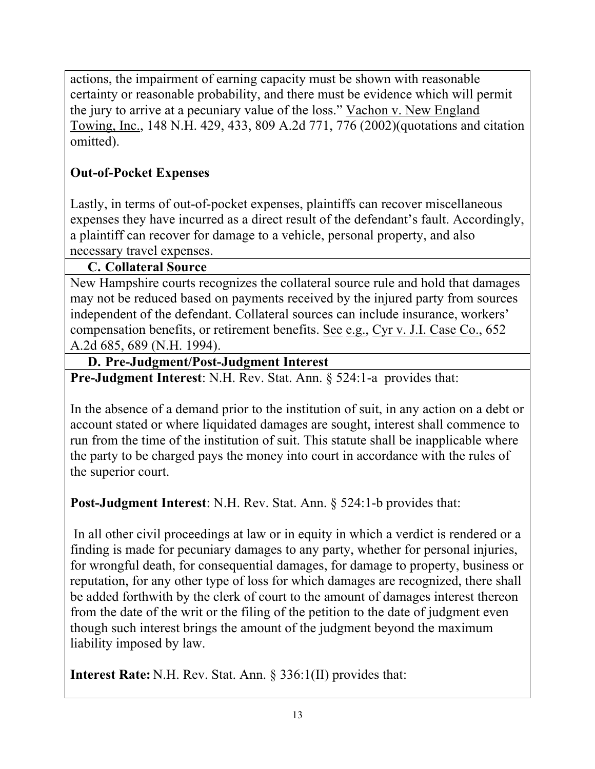actions, the impairment of earning capacity must be shown with reasonable certainty or reasonable probability, and there must be evidence which will permit the jury to arrive at a pecuniary value of the loss." Vachon v. New England Towing, Inc., 148 N.H. 429, 433, 809 A.2d 771, 776 (2002)(quotations and citation omitted).

**Out-of-Pocket Expenses**

Lastly, in terms of out-of-pocket expenses, plaintiffs can recover miscellaneous expenses they have incurred as a direct result of the defendant's fault. Accordingly, a plaintiff can recover for damage to a vehicle, personal property, and also necessary travel expenses.

### C. Collateral Source

New Hampshire courts recognizes the collateral source rule and hold that damages may not be reduced based on payments received by the injured party from sources independent of the defendant. Collateral sources can include insurance, workers' compensation benefits, or retirement benefits. See e.g., Cyr v. J.I. Case Co., 652 A.2d 685, 689 (N.H. 1994).

### D. Pre-Judgment/Post-Judgment Interest

**Pre-Judgment Interest**: N.H. Rev. Stat. Ann. § 524:1-a provides that:

In the absence of a demand prior to the institution of suit, in any action on a debt or account stated or where liquidated damages are sought, interest shall commence to run from the time of the institution of suit. This statute shall be inapplicable where the party to be charged pays the money into court in accordance with the rules of the superior court.

**Post-Judgment Interest**: N.H. Rev. Stat. Ann. § 524:1-b provides that:

In all other civil proceedings at law or in equity in which a verdict is rendered or a finding is made for pecuniary damages to any party, whether for personal injuries, for wrongful death, for consequential damages, for damage to property, business or reputation, for any other type of loss for which damages are recognized, there shall be added forthwith by the clerk of court to the amount of damages interest thereon from the date of the writ or the filing of the petition to the date of judgment even though such interest brings the amount of the judgment beyond the maximum liability imposed by law.

**Interest Rate:** N.H. Rev. Stat. Ann. § 336:1(II) provides that: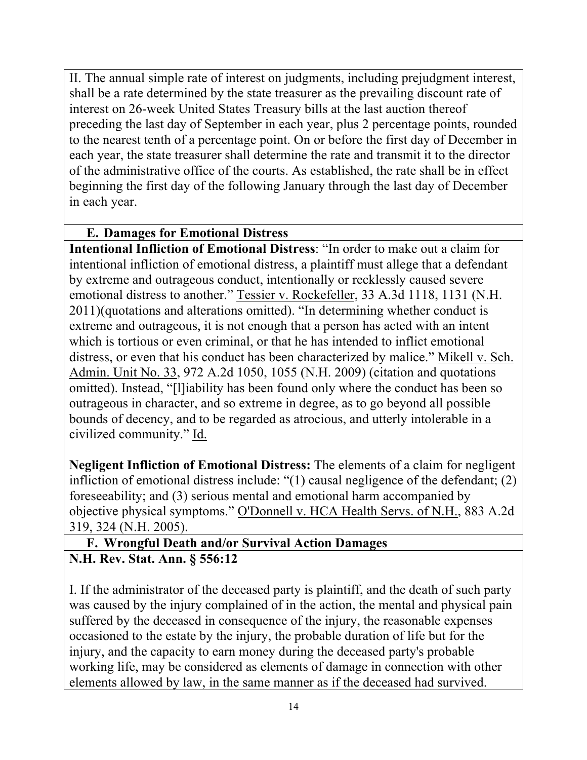II. The annual simple rate of interest on judgments, including prejudgment interest, shall be a rate determined by the state treasurer as the prevailing discount rate of interest on 26-week United States Treasury bills at the last auction thereof preceding the last day of September in each year, plus 2 percentage points, rounded to the nearest tenth of a percentage point. On or before the first day of December in each year, the state treasurer shall determine the rate and transmit it to the director of the administrative office of the courts. As established, the rate shall be in effect beginning the first day of the following January through the last day of December in each year.

### E. Damages for Emotional Distress

**Intentional Infliction of Emotional Distress**: "In order to make out a claim for intentional infliction of emotional distress, a plaintiff must allege that a defendant by extreme and outrageous conduct, intentionally or recklessly caused severe emotional distress to another." Tessier v. Rockefeller, 33 A.3d 1118, 1131 (N.H. 2011)(quotations and alterations omitted). "In determining whether conduct is extreme and outrageous, it is not enough that a person has acted with an intent which is tortious or even criminal, or that he has intended to inflict emotional distress, or even that his conduct has been characterized by malice." Mikell v. Sch. Admin. Unit No. 33, 972 A.2d 1050, 1055 (N.H. 2009) (citation and quotations omitted). Instead, "[l]iability has been found only where the conduct has been so outrageous in character, and so extreme in degree, as to go beyond all possible bounds of decency, and to be regarded as atrocious, and utterly intolerable in a civilized community." Id.

**Negligent Infliction of Emotional Distress:** The elements of a claim for negligent infliction of emotional distress include: "(1) causal negligence of the defendant; (2) foreseeability; and (3) serious mental and emotional harm accompanied by objective physical symptoms." O'Donnell v. HCA Health Servs. of N.H., 883 A.2d 319, 324 (N.H. 2005).

### F. Wrongful Death and/or Survival Action Damages

**N.H. Rev. Stat. Ann. § 556:12**

I. If the administrator of the deceased party is plaintiff, and the death of such party was caused by the injury complained of in the action, the mental and physical pain suffered by the deceased in consequence of the injury, the reasonable expenses occasioned to the estate by the injury, the probable duration of life but for the injury, and the capacity to earn money during the deceased party's probable working life, may be considered as elements of damage in connection with other elements allowed by law, in the same manner as if the deceased had survived.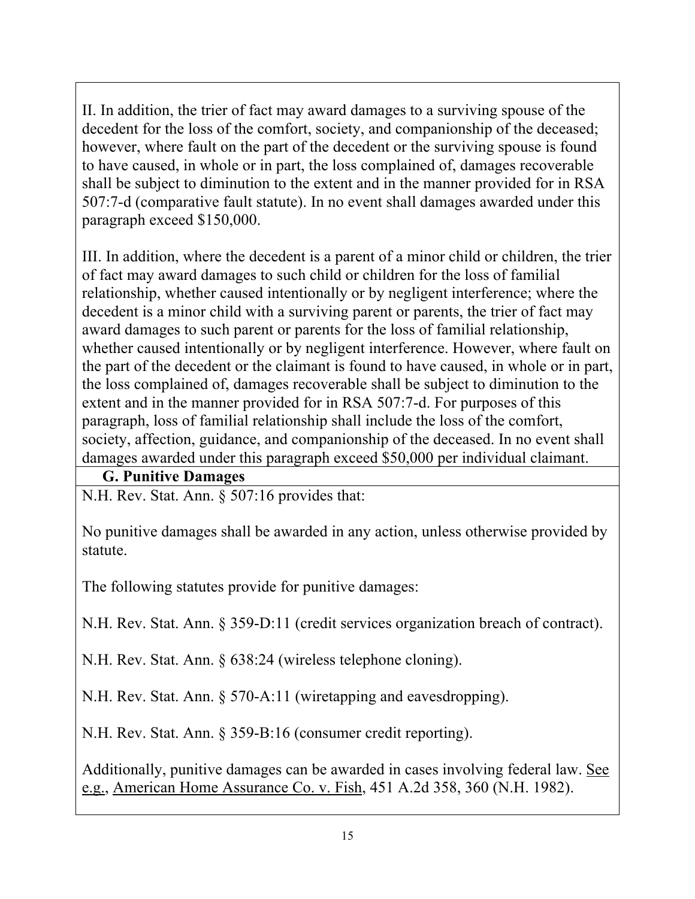II. In addition, the trier of fact may award damages to a surviving spouse of the decedent for the loss of the comfort, society, and companionship of the deceased; however, where fault on the part of the decedent or the surviving spouse is found to have caused, in whole or in part, the loss complained of, damages recoverable shall be subject to diminution to the extent and in the manner provided for in RSA 507:7-d (comparative fault statute). In no event shall damages awarded under this paragraph exceed $150,000.

III. In addition, where the decedent is a parent of a minor child or children, the trier of fact may award damages to such child or children for the loss of familial relationship, whether caused intentionally or by negligent interference; where the decedent is a minor child with a surviving parent or parents, the trier of fact may award damages to such parent or parents for the loss of familial relationship, whether caused intentionally or by negligent interference. However, where fault on the part of the decedent or the claimant is found to have caused, in whole or in part, the loss complained of, damages recoverable shall be subject to diminution to the extent and in the manner provided for in RSA 507:7-d. For purposes of this paragraph, loss of familial relationship shall include the loss of the comfort, society, affection, guidance, and companionship of the deceased. In no event shall damages awarded under this paragraph exceed $50,000 per individual claimant.

### G. Punitive Damages

N.H. Rev. Stat. Ann. § 507:16 provides that:

No punitive damages shall be awarded in any action, unless otherwise provided by statute.

The following statutes provide for punitive damages:

N.H. Rev. Stat. Ann. § 359-D:11 (credit services organization breach of contract).

N.H. Rev. Stat. Ann. § 638:24 (wireless telephone cloning).

N.H. Rev. Stat. Ann. § 570-A:11 (wiretapping and eavesdropping).

N.H. Rev. Stat. Ann. § 359-B:16 (consumer credit reporting).

Additionally, punitive damages can be awarded in cases involving federal law. See e.g., American Home Assurance Co. v. Fish, 451 A.2d 358, 360 (N.H. 1982).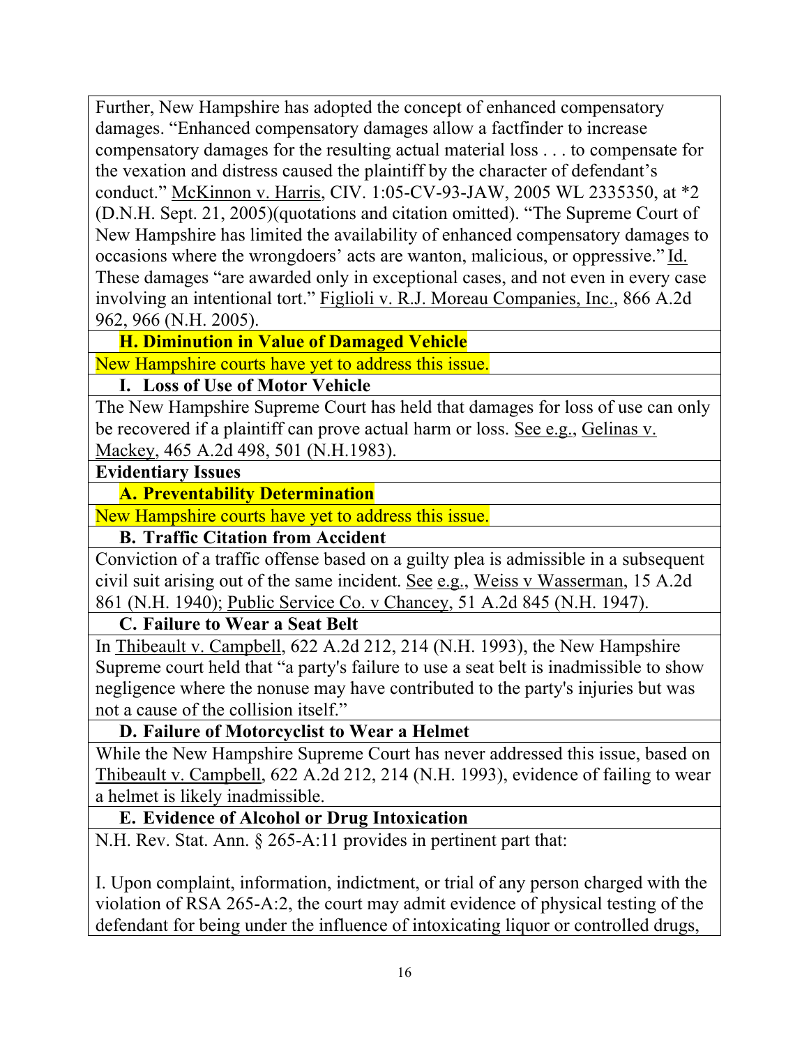Further, New Hampshire has adopted the concept of enhanced compensatory damages. “Enhanced compensatory damages allow a factfinder to increase compensatory damages for the resulting actual material loss . . . to compensate for the vexation and distress caused the plaintiff by the character of defendant’s conduct.” McKinnon v. Harris, CIV. 1:05-CV-93-JAW, 2005 WL 2335350, at *2 (D.N.H. Sept. 21, 2005)(quotations and citation omitted). “The Supreme Court of New Hampshire has limited the availability of enhanced compensatory damages to occasions where the wrongdoers’ acts are wanton, malicious, or oppressive.” Id. These damages “are awarded only in exceptional cases, and not even in every case involving an intentional tort.” Figlioli v. R.J. Moreau Companies, Inc., 866 A.2d 962, 966 (N.H. 2005).

**H. Diminution in Value of Damaged Vehicle**

New Hampshire courts have yet to address this issue.

**I. Loss of Use of Motor Vehicle**

The New Hampshire Supreme Court has held that damages for loss of use can only be recovered if a plaintiff can prove actual harm or loss. See e.g., Gelinas v. Mackey, 465 A.2d 498, 501 (N.H.1983).

**Evidentiary Issues**

**A. Preventability Determination**

New Hampshire courts have yet to address this issue.

**B. Traffic Citation from Accident**

Conviction of a traffic offense based on a guilty plea is admissible in a subsequent civil suit arising out of the same incident. See e.g., Weiss v Wasserman, 15 A.2d 861 (N.H. 1940); Public Service Co. v Chancey, 51 A.2d 845 (N.H. 1947).

**C. Failure to Wear a Seat Belt**

In Thibeault v. Campbell, 622 A.2d 212, 214 (N.H. 1993), the New Hampshire Supreme court held that “a party's failure to use a seat belt is inadmissible to show negligence where the nonuse may have contributed to the party's injuries but was not a cause of the collision itself.”

**D. Failure of Motorcyclist to Wear a Helmet**

While the New Hampshire Supreme Court has never addressed this issue, based on Thibeault v. Campbell, 622 A.2d 212, 214 (N.H. 1993), evidence of failing to wear a helmet is likely inadmissible.

**E. Evidence of Alcohol or Drug Intoxication**

N.H. Rev. Stat. Ann. § 265-A:11 provides in pertinent part that:

I. Upon complaint, information, indictment, or trial of any person charged with the violation of RSA 265-A:2, the court may admit evidence of physical testing of the defendant for being under the influence of intoxicating liquor or controlled drugs,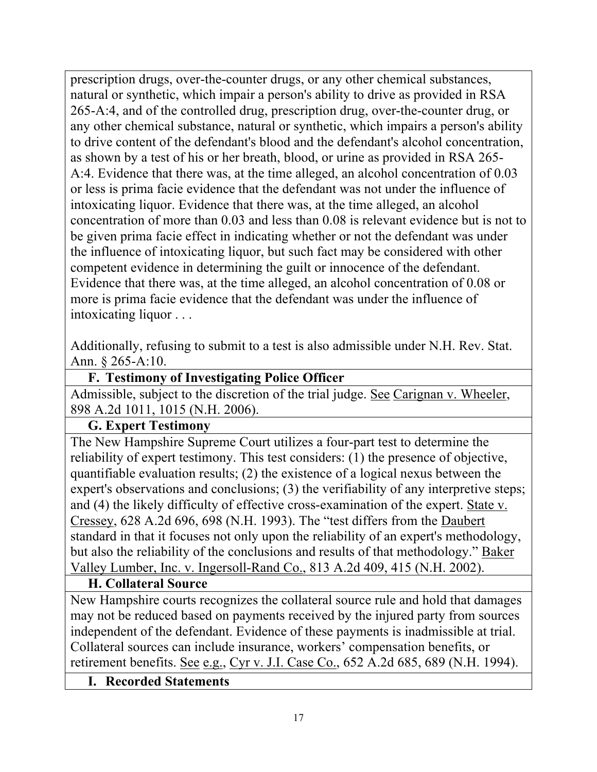prescription drugs, over-the-counter drugs, or any other chemical substances, natural or synthetic, which impair a person's ability to drive as provided in RSA 265-A:4, and of the controlled drug, prescription drug, over-the-counter drug, or any other chemical substance, natural or synthetic, which impairs a person's ability to drive content of the defendant's blood and the defendant's alcohol concentration, as shown by a test of his or her breath, blood, or urine as provided in RSA 265-A:4. Evidence that there was, at the time alleged, an alcohol concentration of 0.03 or less is prima facie evidence that the defendant was not under the influence of intoxicating liquor. Evidence that there was, at the time alleged, an alcohol concentration of more than 0.03 and less than 0.08 is relevant evidence but is not to be given prima facie effect in indicating whether or not the defendant was under the influence of intoxicating liquor, but such fact may be considered with other competent evidence in determining the guilt or innocence of the defendant. Evidence that there was, at the time alleged, an alcohol concentration of 0.08 or more is prima facie evidence that the defendant was under the influence of intoxicating liquor . . .

Additionally, refusing to submit to a test is also admissible under N.H. Rev. Stat. Ann. § 265-A:10.

### F. Testimony of Investigating Police Officer

Admissible, subject to the discretion of the trial judge. See Carignan v. Wheeler, 898 A.2d 1011, 1015 (N.H. 2006).

### G. Expert Testimony

The New Hampshire Supreme Court utilizes a four-part test to determine the reliability of expert testimony. This test considers: (1) the presence of objective, quantifiable evaluation results; (2) the existence of a logical nexus between the expert's observations and conclusions; (3) the verifiability of any interpretive steps; and (4) the likely difficulty of effective cross-examination of the expert. State v. Cressey, 628 A.2d 696, 698 (N.H. 1993). The "test differs from the Daubert standard in that it focuses not only upon the reliability of an expert's methodology, but also the reliability of the conclusions and results of that methodology." Baker Valley Lumber, Inc. v. Ingersoll-Rand Co., 813 A.2d 409, 415 (N.H. 2002).

### H. Collateral Source

New Hampshire courts recognizes the collateral source rule and hold that damages may not be reduced based on payments received by the injured party from sources independent of the defendant. Evidence of these payments is inadmissible at trial. Collateral sources can include insurance, workers' compensation benefits, or retirement benefits. See e.g., Cyr v. J.I. Case Co., 652 A.2d 685, 689 (N.H. 1994).

### I. Recorded Statements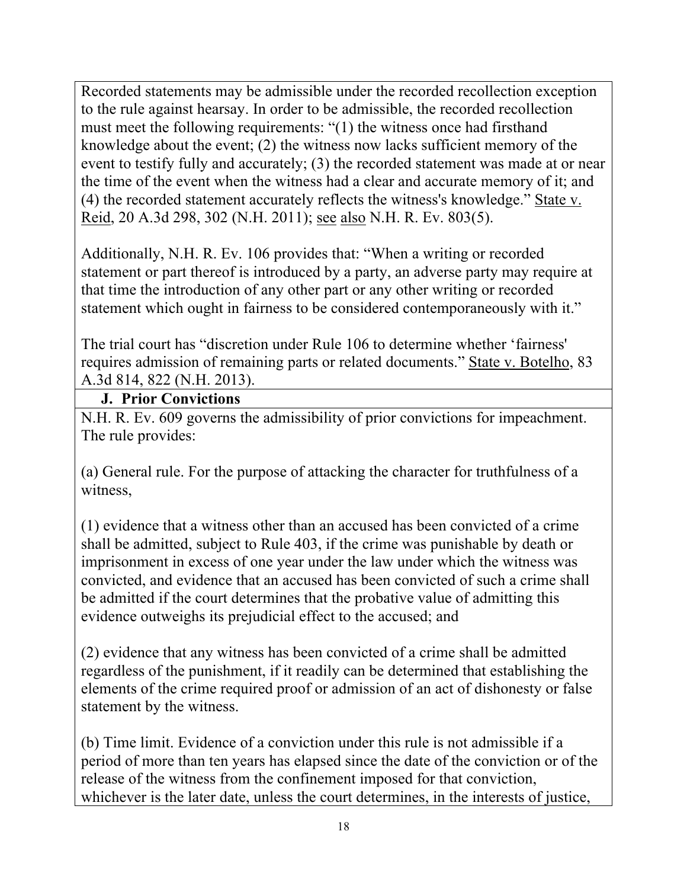Recorded statements may be admissible under the recorded recollection exception to the rule against hearsay. In order to be admissible, the recorded recollection must meet the following requirements: "(1) the witness once had firsthand knowledge about the event; (2) the witness now lacks sufficient memory of the event to testify fully and accurately; (3) the recorded statement was made at or near the time of the event when the witness had a clear and accurate memory of it; and (4) the recorded statement accurately reflects the witness's knowledge." State v. Reid, 20 A.3d 298, 302 (N.H. 2011); see also N.H. R. Ev. 803(5).

Additionally, N.H. R. Ev. 106 provides that: "When a writing or recorded statement or part thereof is introduced by a party, an adverse party may require at that time the introduction of any other part or any other writing or recorded statement which ought in fairness to be considered contemporaneously with it."

The trial court has "discretion under Rule 106 to determine whether 'fairness' requires admission of remaining parts or related documents." State v. Botelho, 83 A.3d 814, 822 (N.H. 2013).

### J. Prior Convictions

N.H. R. Ev. 609 governs the admissibility of prior convictions for impeachment. The rule provides:

(a) General rule. For the purpose of attacking the character for truthfulness of a witness,

(1) evidence that a witness other than an accused has been convicted of a crime shall be admitted, subject to Rule 403, if the crime was punishable by death or imprisonment in excess of one year under the law under which the witness was convicted, and evidence that an accused has been convicted of such a crime shall be admitted if the court determines that the probative value of admitting this evidence outweighs its prejudicial effect to the accused; and

(2) evidence that any witness has been convicted of a crime shall be admitted regardless of the punishment, if it readily can be determined that establishing the elements of the crime required proof or admission of an act of dishonesty or false statement by the witness.

(b) Time limit. Evidence of a conviction under this rule is not admissible if a period of more than ten years has elapsed since the date of the conviction or of the release of the witness from the confinement imposed for that conviction, whichever is the later date, unless the court determines, in the interests of justice,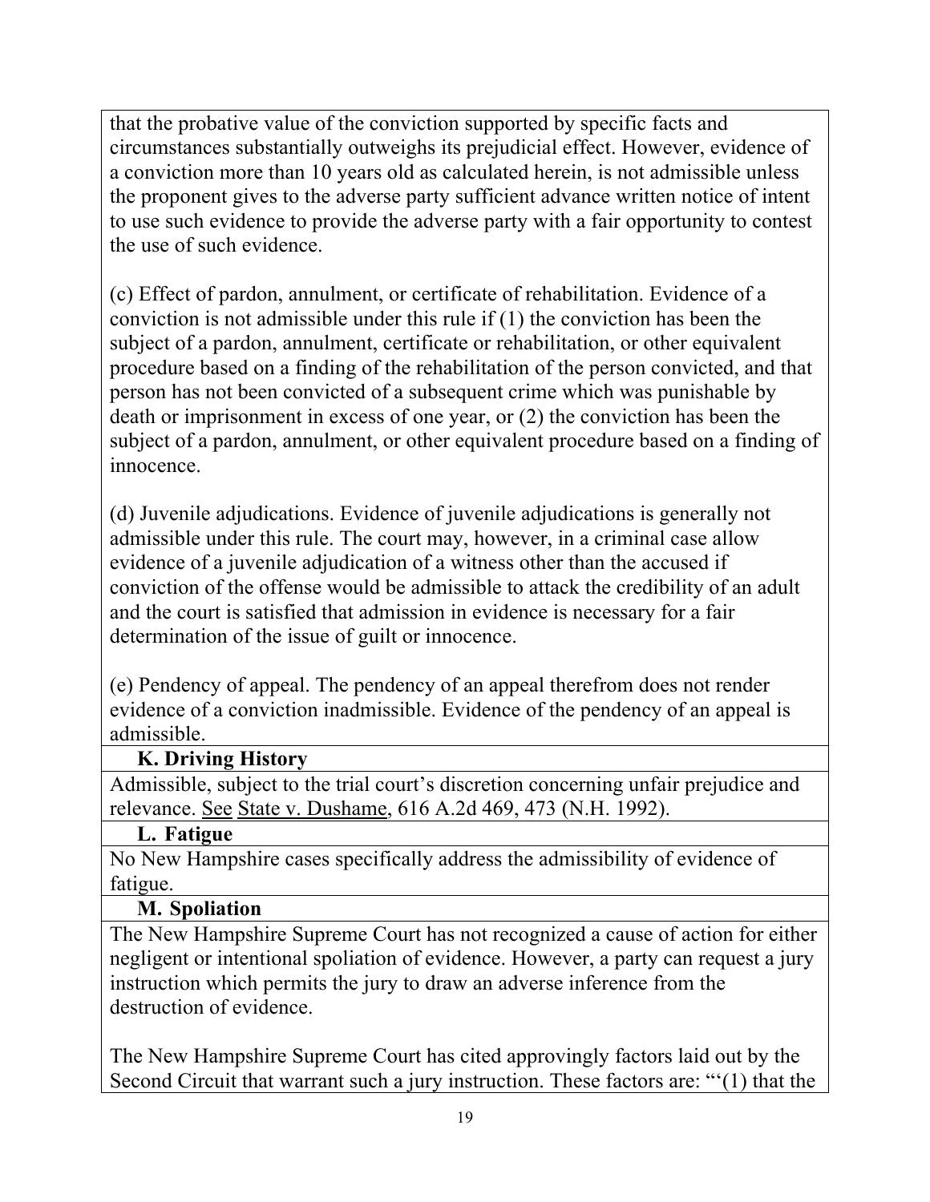that the probative value of the conviction supported by specific facts and circumstances substantially outweighs its prejudicial effect. However, evidence of a conviction more than 10 years old as calculated herein, is not admissible unless the proponent gives to the adverse party sufficient advance written notice of intent to use such evidence to provide the adverse party with a fair opportunity to contest the use of such evidence.

(c) Effect of pardon, annulment, or certificate of rehabilitation. Evidence of a conviction is not admissible under this rule if (1) the conviction has been the subject of a pardon, annulment, certificate or rehabilitation, or other equivalent procedure based on a finding of the rehabilitation of the person convicted, and that person has not been convicted of a subsequent crime which was punishable by death or imprisonment in excess of one year, or (2) the conviction has been the subject of a pardon, annulment, or other equivalent procedure based on a finding of innocence.

(d) Juvenile adjudications. Evidence of juvenile adjudications is generally not admissible under this rule. The court may, however, in a criminal case allow evidence of a juvenile adjudication of a witness other than the accused if conviction of the offense would be admissible to attack the credibility of an adult and the court is satisfied that admission in evidence is necessary for a fair determination of the issue of guilt or innocence.

(e) Pendency of appeal. The pendency of an appeal therefrom does not render evidence of a conviction inadmissible. Evidence of the pendency of an appeal is admissible.

**K. Driving History**

Admissible, subject to the trial court's discretion concerning unfair prejudice and relevance. See State v. Dushame, 616 A.2d 469, 473 (N.H. 1992).

**L. Fatigue**

No New Hampshire cases specifically address the admissibility of evidence of fatigue.

**M. Spoliation**

The New Hampshire Supreme Court has not recognized a cause of action for either negligent or intentional spoliation of evidence. However, a party can request a jury instruction which permits the jury to draw an adverse inference from the destruction of evidence.

The New Hampshire Supreme Court has cited approvingly factors laid out by the Second Circuit that warrant such a jury instruction. These factors are: "'(1) that the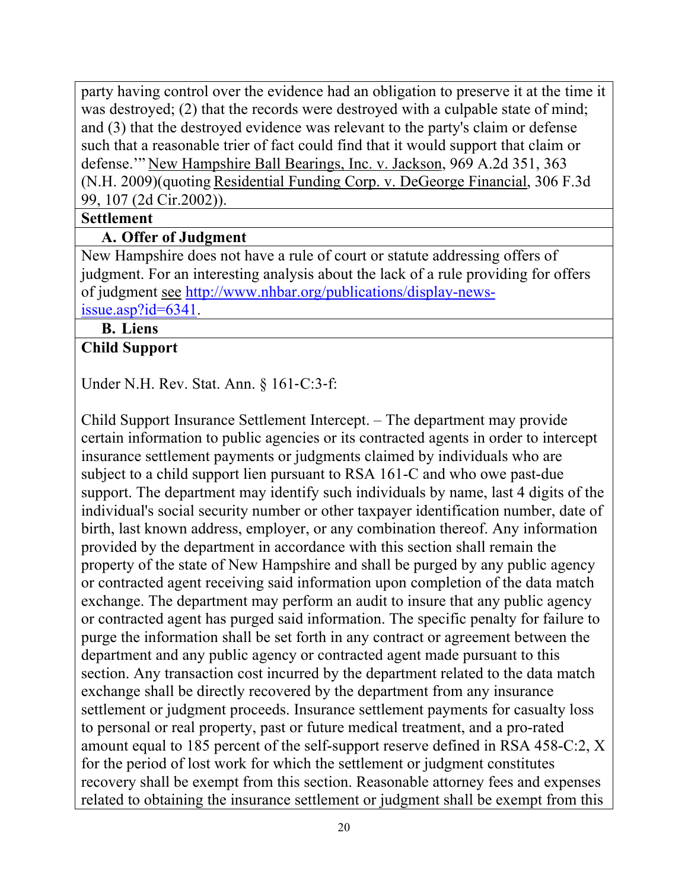party having control over the evidence had an obligation to preserve it at the time it was destroyed; (2) that the records were destroyed with a culpable state of mind; and (3) that the destroyed evidence was relevant to the party's claim or defense such that a reasonable trier of fact could find that it would support that claim or defense.'" New Hampshire Ball Bearings, Inc. v. Jackson, 969 A.2d 351, 363 (N.H. 2009)(quoting Residential Funding Corp. v. DeGeorge Financial, 306 F.3d 99, 107 (2d Cir.2002)).

**Settlement**

**A. Offer of Judgment**

New Hampshire does not have a rule of court or statute addressing offers of judgment. For an interesting analysis about the lack of a rule providing for offers of judgment see [http://www.nhbar.org/publications/display-news-issue.asp?id=6341](http://www.nhbar.org/publications/display-news-issue.asp?id=6341).

**B. Liens**

**Child Support**

Under N.H. Rev. Stat. Ann. § 161-C:3-f:

Child Support Insurance Settlement Intercept. – The department may provide certain information to public agencies or its contracted agents in order to intercept insurance settlement payments or judgments claimed by individuals who are subject to a child support lien pursuant to RSA 161-C and who owe past-due support. The department may identify such individuals by name, last 4 digits of the individual's social security number or other taxpayer identification number, date of birth, last known address, employer, or any combination thereof. Any information provided by the department in accordance with this section shall remain the property of the state of New Hampshire and shall be purged by any public agency or contracted agent receiving said information upon completion of the data match exchange. The department may perform an audit to insure that any public agency or contracted agent has purged said information. The specific penalty for failure to purge the information shall be set forth in any contract or agreement between the department and any public agency or contracted agent made pursuant to this section. Any transaction cost incurred by the department related to the data match exchange shall be directly recovered by the department from any insurance settlement or judgment proceeds. Insurance settlement payments for casualty loss to personal or real property, past or future medical treatment, and a pro-rated amount equal to 185 percent of the self-support reserve defined in RSA 458-C:2, X for the period of lost work for which the settlement or judgment constitutes recovery shall be exempt from this section. Reasonable attorney fees and expenses related to obtaining the insurance settlement or judgment shall be exempt from this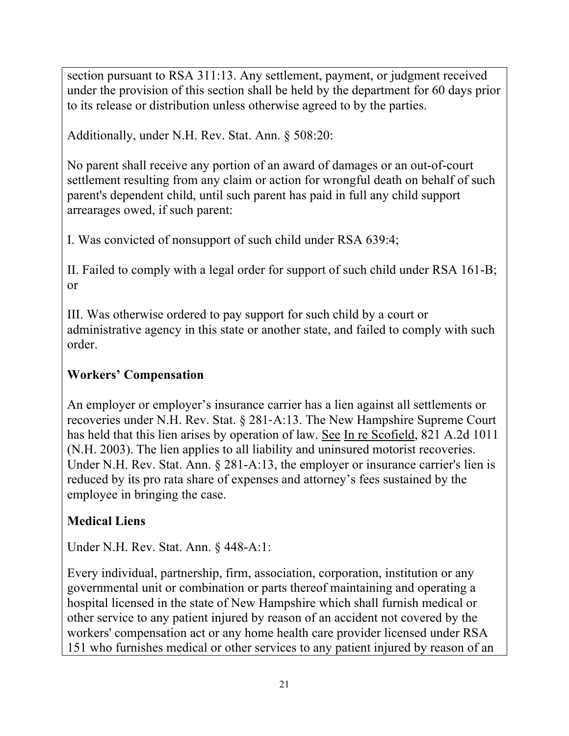section pursuant to RSA 311:13. Any settlement, payment, or judgment received under the provision of this section shall be held by the department for 60 days prior to its release or distribution unless otherwise agreed to by the parties.

Additionally, under N.H. Rev. Stat. Ann. § 508:20:

No parent shall receive any portion of an award of damages or an out-of-court settlement resulting from any claim or action for wrongful death on behalf of such parent's dependent child, until such parent has paid in full any child support arrearages owed, if such parent:

I. Was convicted of nonsupport of such child under RSA 639:4;

II. Failed to comply with a legal order for support of such child under RSA 161-B; or

III. Was otherwise ordered to pay support for such child by a court or administrative agency in this state or another state, and failed to comply with such order.

**Workers' Compensation**

An employer or employer's insurance carrier has a lien against all settlements or recoveries under N.H. Rev. Stat. § 281-A:13. The New Hampshire Supreme Court has held that this lien arises by operation of law. See In re Scofield, 821 A.2d 1011 (N.H. 2003). The lien applies to all liability and uninsured motorist recoveries. Under N.H. Rev. Stat. Ann. § 281-A:13, the employer or insurance carrier's lien is reduced by its pro rata share of expenses and attorney's fees sustained by the employee in bringing the case.

**Medical Liens**

Under N.H. Rev. Stat. Ann. § 448-A:1:

Every individual, partnership, firm, association, corporation, institution or any governmental unit or combination or parts thereof maintaining and operating a hospital licensed in the state of New Hampshire which shall furnish medical or other service to any patient injured by reason of an accident not covered by the workers' compensation act or any home health care provider licensed under RSA 151 who furnishes medical or other services to any patient injured by reason of an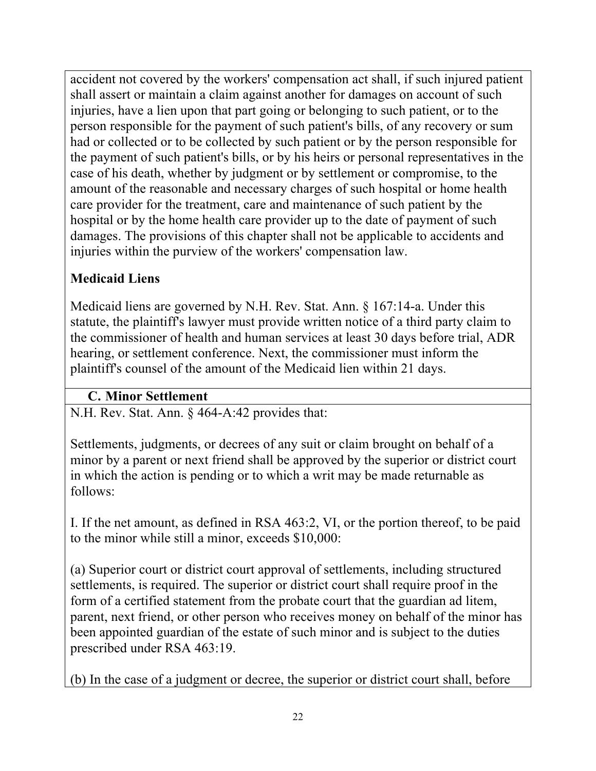accident not covered by the workers' compensation act shall, if such injured patient shall assert or maintain a claim against another for damages on account of such injuries, have a lien upon that part going or belonging to such patient, or to the person responsible for the payment of such patient's bills, of any recovery or sum had or collected or to be collected by such patient or by the person responsible for the payment of such patient's bills, or by his heirs or personal representatives in the case of his death, whether by judgment or by settlement or compromise, to the amount of the reasonable and necessary charges of such hospital or home health care provider for the treatment, care and maintenance of such patient by the hospital or by the home health care provider up to the date of payment of such damages. The provisions of this chapter shall not be applicable to accidents and injuries within the purview of the workers' compensation law.

**Medicaid Liens**

Medicaid liens are governed by N.H. Rev. Stat. Ann. § 167:14-a. Under this statute, the plaintiff's lawyer must provide written notice of a third party claim to the commissioner of health and human services at least 30 days before trial, ADR hearing, or settlement conference. Next, the commissioner must inform the plaintiff's counsel of the amount of the Medicaid lien within 21 days.

### C. Minor Settlement

N.H. Rev. Stat. Ann. § 464-A:42 provides that:

Settlements, judgments, or decrees of any suit or claim brought on behalf of a minor by a parent or next friend shall be approved by the superior or district court in which the action is pending or to which a writ may be made returnable as follows:

I. If the net amount, as defined in RSA 463:2, VI, or the portion thereof, to be paid to the minor while still a minor, exceeds $10,000:

(a) Superior court or district court approval of settlements, including structured settlements, is required. The superior or district court shall require proof in the form of a certified statement from the probate court that the guardian ad litem, parent, next friend, or other person who receives money on behalf of the minor has been appointed guardian of the estate of such minor and is subject to the duties prescribed under RSA 463:19.

(b) In the case of a judgment or decree, the superior or district court shall, before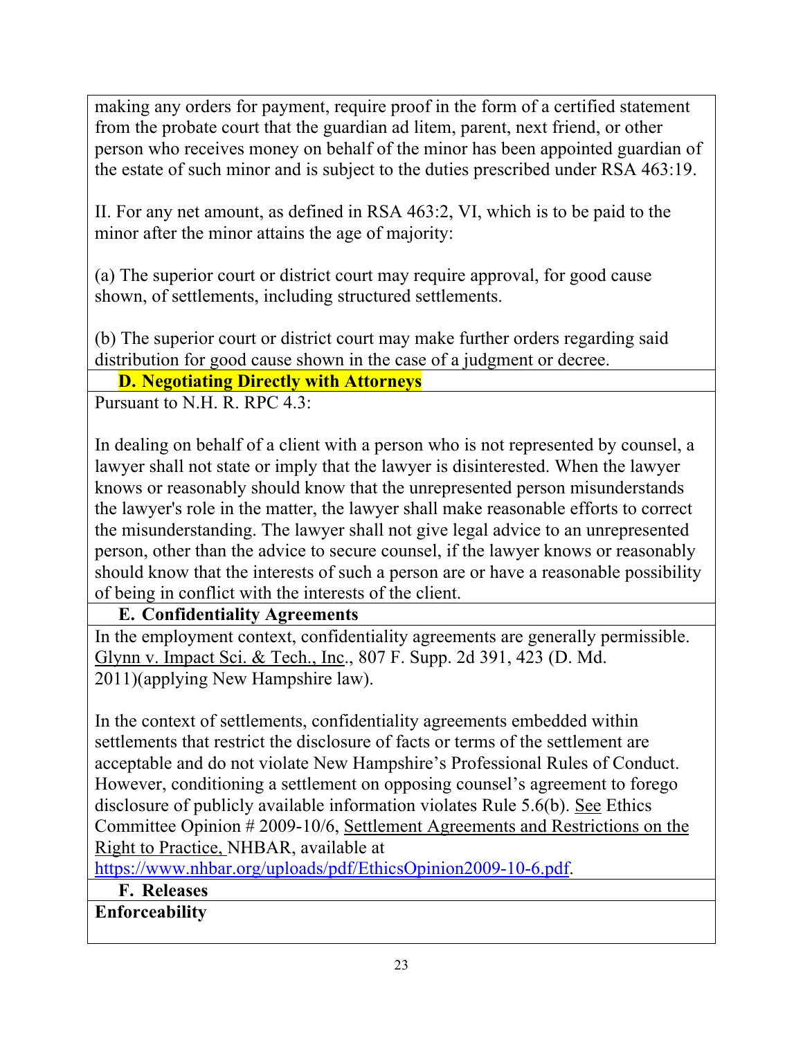making any orders for payment, require proof in the form of a certified statement from the probate court that the guardian ad litem, parent, next friend, or other person who receives money on behalf of the minor has been appointed guardian of the estate of such minor and is subject to the duties prescribed under RSA 463:19.

II. For any net amount, as defined in RSA 463:2, VI, which is to be paid to the minor after the minor attains the age of majority:

(a) The superior court or district court may require approval, for good cause shown, of settlements, including structured settlements.

(b) The superior court or district court may make further orders regarding said distribution for good cause shown in the case of a judgment or decree.

### D. Negotiating Directly with Attorneys

Pursuant to N.H. R. RPC 4.3:

In dealing on behalf of a client with a person who is not represented by counsel, a lawyer shall not state or imply that the lawyer is disinterested. When the lawyer knows or reasonably should know that the unrepresented person misunderstands the lawyer's role in the matter, the lawyer shall make reasonable efforts to correct the misunderstanding. The lawyer shall not give legal advice to an unrepresented person, other than the advice to secure counsel, if the lawyer knows or reasonably should know that the interests of such a person are or have a reasonable possibility of being in conflict with the interests of the client.

### E. Confidentiality Agreements

In the employment context, confidentiality agreements are generally permissible. Glynn v. Impact Sci. & Tech., Inc., 807 F. Supp. 2d 391, 423 (D. Md. 2011)(applying New Hampshire law).

In the context of settlements, confidentiality agreements embedded within settlements that restrict the disclosure of facts or terms of the settlement are acceptable and do not violate New Hampshire's Professional Rules of Conduct. However, conditioning a settlement on opposing counsel's agreement to forego disclosure of publicly available information violates Rule 5.6(b). See Ethics Committee Opinion # 2009-10/6, Settlement Agreements and Restrictions on the Right to Practice, NHBAR, available at https://www.nhbar.org/uploads/pdf/EthicsOpinion2009-10-6.pdf.

### F. Releases

**Enforceability**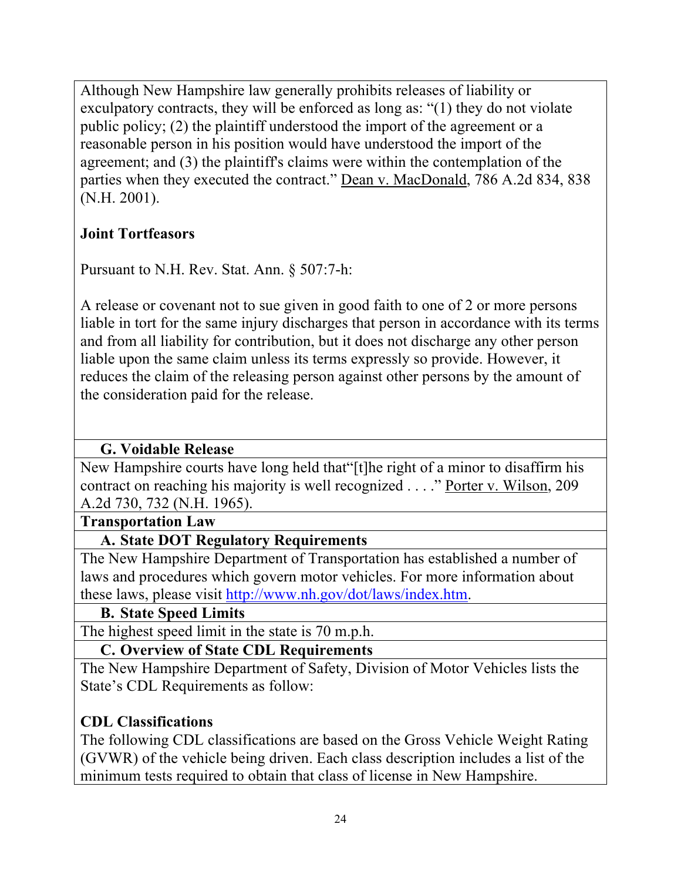Although New Hampshire law generally prohibits releases of liability or exculpatory contracts, they will be enforced as long as: "(1) they do not violate public policy; (2) the plaintiff understood the import of the agreement or a reasonable person in his position would have understood the import of the agreement; and (3) the plaintiff's claims were within the contemplation of the parties when they executed the contract." Dean v. MacDonald, 786 A.2d 834, 838 (N.H. 2001).

**Joint Tortfeasors**

Pursuant to N.H. Rev. Stat. Ann. § 507:7-h:

A release or covenant not to sue given in good faith to one of 2 or more persons liable in tort for the same injury discharges that person in accordance with its terms and from all liability for contribution, but it does not discharge any other person liable upon the same claim unless its terms expressly so provide. However, it reduces the claim of the releasing person against other persons by the amount of the consideration paid for the release.

### G. Voidable Release

New Hampshire courts have long held that"[t]he right of a minor to disaffirm his contract on reaching his majority is well recognized . . . ." Porter v. Wilson, 209 A.2d 730, 732 (N.H. 1965).

## Transportation Law

### A. State DOT Regulatory Requirements

The New Hampshire Department of Transportation has established a number of laws and procedures which govern motor vehicles. For more information about these laws, please visit http://www.nh.gov/dot/laws/index.htm.

### B. State Speed Limits

The highest speed limit in the state is 70 m.p.h.

### C. Overview of State CDL Requirements

The New Hampshire Department of Safety, Division of Motor Vehicles lists the State's CDL Requirements as follow:

**CDL Classifications**

The following CDL classifications are based on the Gross Vehicle Weight Rating (GVWR) of the vehicle being driven. Each class description includes a list of the minimum tests required to obtain that class of license in New Hampshire.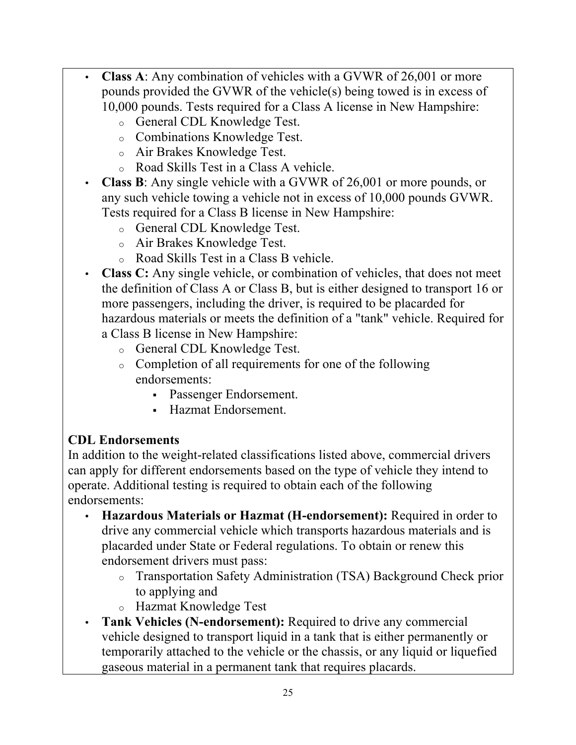- **Class A**: Any combination of vehicles with a GVWR of 26,001 or more pounds provided the GVWR of the vehicle(s) being towed is in excess of 10,000 pounds. Tests required for a Class A license in New Hampshire:
  - General CDL Knowledge Test.
  - Combinations Knowledge Test.
  - Air Brakes Knowledge Test.
  - Road Skills Test in a Class A vehicle.
- **Class B**: Any single vehicle with a GVWR of 26,001 or more pounds, or any such vehicle towing a vehicle not in excess of 10,000 pounds GVWR. Tests required for a Class B license in New Hampshire:
  - General CDL Knowledge Test.
  - Air Brakes Knowledge Test.
  - Road Skills Test in a Class B vehicle.
- **Class C:** Any single vehicle, or combination of vehicles, that does not meet the definition of Class A or Class B, but is either designed to transport 16 or more passengers, including the driver, is required to be placarded for hazardous materials or meets the definition of a "tank" vehicle. Required for a Class B license in New Hampshire:
  - General CDL Knowledge Test.
  - Completion of all requirements for one of the following endorsements:
    - Passenger Endorsement.
    - Hazmat Endorsement.

**CDL Endorsements**

In addition to the weight-related classifications listed above, commercial drivers can apply for different endorsements based on the type of vehicle they intend to operate. Additional testing is required to obtain each of the following endorsements:

- **Hazardous Materials or Hazmat (H-endorsement):** Required in order to drive any commercial vehicle which transports hazardous materials and is placarded under State or Federal regulations. To obtain or renew this endorsement drivers must pass:
  - Transportation Safety Administration (TSA) Background Check prior to applying and
  - Hazmat Knowledge Test
- **Tank Vehicles (N-endorsement):** Required to drive any commercial vehicle designed to transport liquid in a tank that is either permanently or temporarily attached to the vehicle or the chassis, or any liquid or liquefied gaseous material in a permanent tank that requires placards.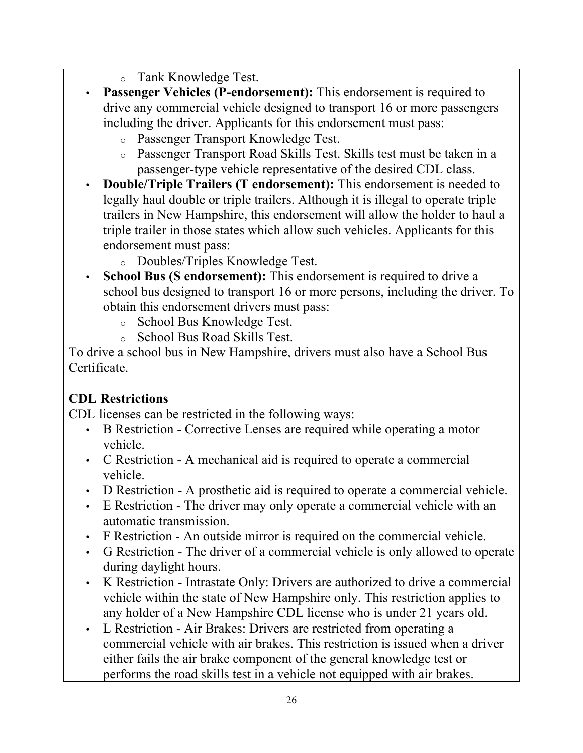- Tank Knowledge Test.
- **Passenger Vehicles (P-endorsement):** This endorsement is required to drive any commercial vehicle designed to transport 16 or more passengers including the driver. Applicants for this endorsement must pass:
  - Passenger Transport Knowledge Test.
  - Passenger Transport Road Skills Test. Skills test must be taken in a passenger-type vehicle representative of the desired CDL class.
- **Double/Triple Trailers (T endorsement):** This endorsement is needed to legally haul double or triple trailers. Although it is illegal to operate triple trailers in New Hampshire, this endorsement will allow the holder to haul a triple trailer in those states which allow such vehicles. Applicants for this endorsement must pass:
  - Doubles/Triples Knowledge Test.
- **School Bus (S endorsement):** This endorsement is required to drive a school bus designed to transport 16 or more persons, including the driver. To obtain this endorsement drivers must pass:
  - School Bus Knowledge Test.
  - School Bus Road Skills Test.

To drive a school bus in New Hampshire, drivers must also have a School Bus Certificate.

**CDL Restrictions**

CDL licenses can be restricted in the following ways:

- B Restriction - Corrective Lenses are required while operating a motor vehicle.
- C Restriction - A mechanical aid is required to operate a commercial vehicle.
- D Restriction - A prosthetic aid is required to operate a commercial vehicle.
- E Restriction - The driver may only operate a commercial vehicle with an automatic transmission.
- F Restriction - An outside mirror is required on the commercial vehicle.
- G Restriction - The driver of a commercial vehicle is only allowed to operate during daylight hours.
- K Restriction - Intrastate Only: Drivers are authorized to drive a commercial vehicle within the state of New Hampshire only. This restriction applies to any holder of a New Hampshire CDL license who is under 21 years old.
- L Restriction - Air Brakes: Drivers are restricted from operating a commercial vehicle with air brakes. This restriction is issued when a driver either fails the air brake component of the general knowledge test or performs the road skills test in a vehicle not equipped with air brakes.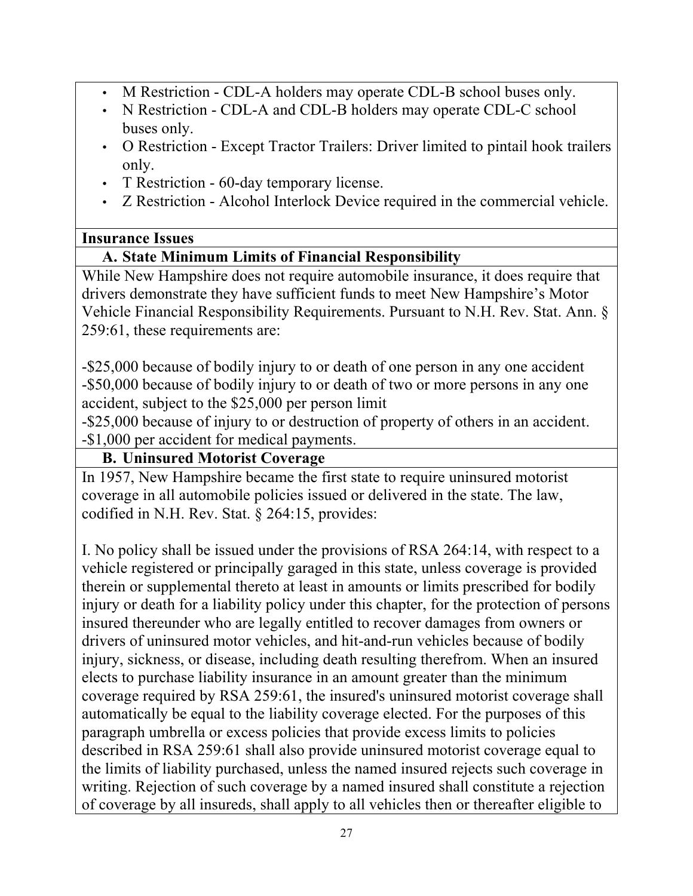- M Restriction - CDL-A holders may operate CDL-B school buses only.
- N Restriction - CDL-A and CDL-B holders may operate CDL-C school buses only.
- O Restriction - Except Tractor Trailers: Driver limited to pintail hook trailers only.
- T Restriction - 60-day temporary license.
- Z Restriction - Alcohol Interlock Device required in the commercial vehicle.

**Insurance Issues**

**A. State Minimum Limits of Financial Responsibility**

While New Hampshire does not require automobile insurance, it does require that drivers demonstrate they have sufficient funds to meet New Hampshire's Motor Vehicle Financial Responsibility Requirements. Pursuant to N.H. Rev. Stat. Ann. § 259:61, these requirements are:

-$25,000 because of bodily injury to or death of one person in any one accident
-$50,000 because of bodily injury to or death of two or more persons in any one accident, subject to the $25,000 per person limit
-$25,000 because of injury to or destruction of property of others in an accident.
-$1,000 per accident for medical payments.

**B. Uninsured Motorist Coverage**

In 1957, New Hampshire became the first state to require uninsured motorist coverage in all automobile policies issued or delivered in the state. The law, codified in N.H. Rev. Stat. § 264:15, provides:

I. No policy shall be issued under the provisions of RSA 264:14, with respect to a vehicle registered or principally garaged in this state, unless coverage is provided therein or supplemental thereto at least in amounts or limits prescribed for bodily injury or death for a liability policy under this chapter, for the protection of persons insured thereunder who are legally entitled to recover damages from owners or drivers of uninsured motor vehicles, and hit-and-run vehicles because of bodily injury, sickness, or disease, including death resulting therefrom. When an insured elects to purchase liability insurance in an amount greater than the minimum coverage required by RSA 259:61, the insured's uninsured motorist coverage shall automatically be equal to the liability coverage elected. For the purposes of this paragraph umbrella or excess policies that provide excess limits to policies described in RSA 259:61 shall also provide uninsured motorist coverage equal to the limits of liability purchased, unless the named insured rejects such coverage in writing. Rejection of such coverage by a named insured shall constitute a rejection of coverage by all insureds, shall apply to all vehicles then or thereafter eligible to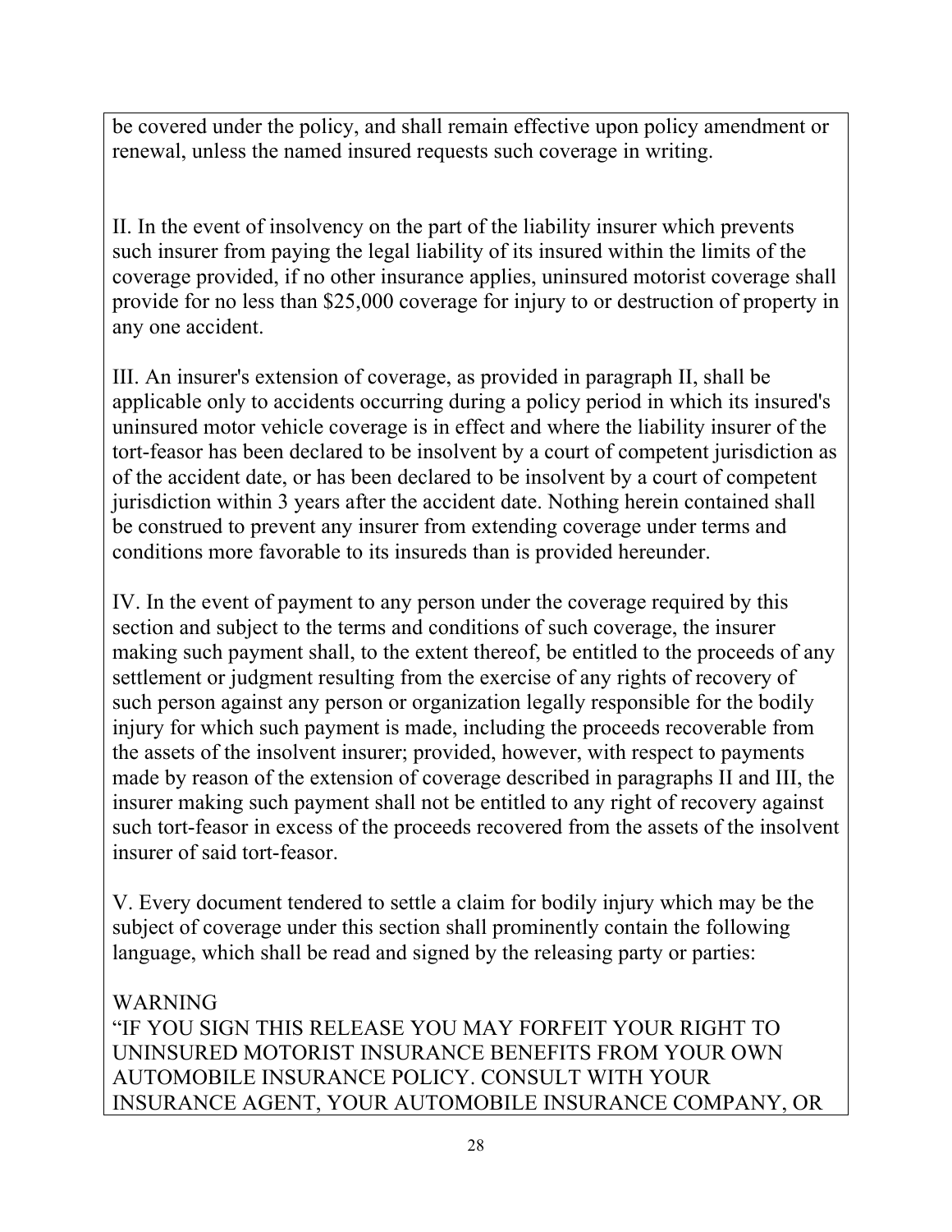be covered under the policy, and shall remain effective upon policy amendment or renewal, unless the named insured requests such coverage in writing.

II. In the event of insolvency on the part of the liability insurer which prevents such insurer from paying the legal liability of its insured within the limits of the coverage provided, if no other insurance applies, uninsured motorist coverage shall provide for no less than $25,000 coverage for injury to or destruction of property in any one accident.

III. An insurer's extension of coverage, as provided in paragraph II, shall be applicable only to accidents occurring during a policy period in which its insured's uninsured motor vehicle coverage is in effect and where the liability insurer of the tort-feasor has been declared to be insolvent by a court of competent jurisdiction as of the accident date, or has been declared to be insolvent by a court of competent jurisdiction within 3 years after the accident date. Nothing herein contained shall be construed to prevent any insurer from extending coverage under terms and conditions more favorable to its insureds than is provided hereunder.

IV. In the event of payment to any person under the coverage required by this section and subject to the terms and conditions of such coverage, the insurer making such payment shall, to the extent thereof, be entitled to the proceeds of any settlement or judgment resulting from the exercise of any rights of recovery of such person against any person or organization legally responsible for the bodily injury for which such payment is made, including the proceeds recoverable from the assets of the insolvent insurer; provided, however, with respect to payments made by reason of the extension of coverage described in paragraphs II and III, the insurer making such payment shall not be entitled to any right of recovery against such tort-feasor in excess of the proceeds recovered from the assets of the insolvent insurer of said tort-feasor.

V. Every document tendered to settle a claim for bodily injury which may be the subject of coverage under this section shall prominently contain the following language, which shall be read and signed by the releasing party or parties:

WARNING
"IF YOU SIGN THIS RELEASE YOU MAY FORFEIT YOUR RIGHT TO UNINSURED MOTORIST INSURANCE BENEFITS FROM YOUR OWN AUTOMOBILE INSURANCE POLICY. CONSULT WITH YOUR INSURANCE AGENT, YOUR AUTOMOBILE INSURANCE COMPANY, OR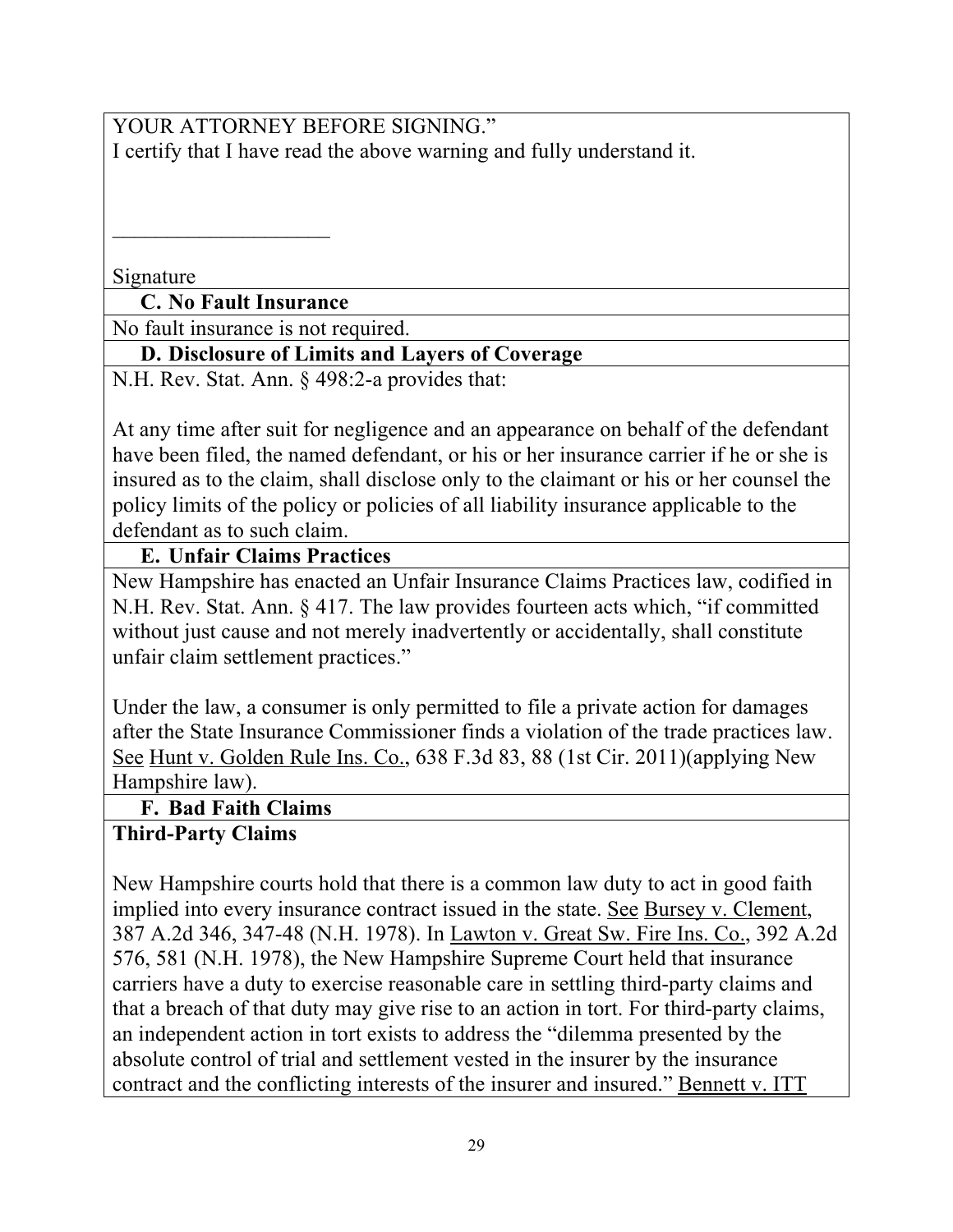YOUR ATTORNEY BEFORE SIGNING."
I certify that I have read the above warning and fully understand it.

____________________

Signature

### C. No Fault Insurance

No fault insurance is not required.

### D. Disclosure of Limits and Layers of Coverage

N.H. Rev. Stat. Ann. § 498:2-a provides that:

At any time after suit for negligence and an appearance on behalf of the defendant have been filed, the named defendant, or his or her insurance carrier if he or she is insured as to the claim, shall disclose only to the claimant or his or her counsel the policy limits of the policy or policies of all liability insurance applicable to the defendant as to such claim.

### E. Unfair Claims Practices

New Hampshire has enacted an Unfair Insurance Claims Practices law, codified in N.H. Rev. Stat. Ann. § 417. The law provides fourteen acts which, "if committed without just cause and not merely inadvertently or accidentally, shall constitute unfair claim settlement practices."

Under the law, a consumer is only permitted to file a private action for damages after the State Insurance Commissioner finds a violation of the trade practices law. See Hunt v. Golden Rule Ins. Co., 638 F.3d 83, 88 (1st Cir. 2011)(applying New Hampshire law).

### F. Bad Faith Claims

**Third-Party Claims**

New Hampshire courts hold that there is a common law duty to act in good faith implied into every insurance contract issued in the state. See Bursey v. Clement, 387 A.2d 346, 347-48 (N.H. 1978). In Lawton v. Great Sw. Fire Ins. Co., 392 A.2d 576, 581 (N.H. 1978), the New Hampshire Supreme Court held that insurance carriers have a duty to exercise reasonable care in settling third-party claims and that a breach of that duty may give rise to an action in tort. For third-party claims, an independent action in tort exists to address the "dilemma presented by the absolute control of trial and settlement vested in the insurer by the insurance contract and the conflicting interests of the insurer and insured." Bennett v. ITT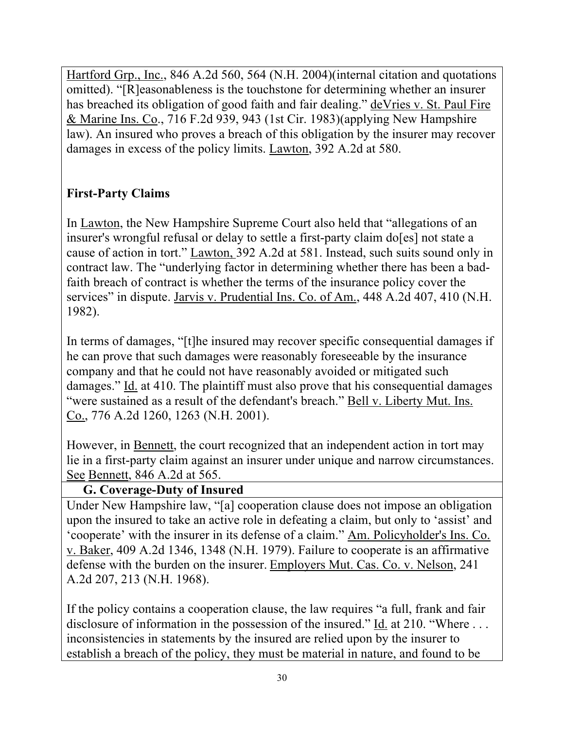Hartford Grp., Inc., 846 A.2d 560, 564 (N.H. 2004)(internal citation and quotations omitted). "[R]easonableness is the touchstone for determining whether an insurer has breached its obligation of good faith and fair dealing." deVries v. St. Paul Fire & Marine Ins. Co., 716 F.2d 939, 943 (1st Cir. 1983)(applying New Hampshire law). An insured who proves a breach of this obligation by the insurer may recover damages in excess of the policy limits. Lawton, 392 A.2d at 580.

**First-Party Claims**

In Lawton, the New Hampshire Supreme Court also held that "allegations of an insurer's wrongful refusal or delay to settle a first-party claim do[es] not state a cause of action in tort." Lawton, 392 A.2d at 581. Instead, such suits sound only in contract law. The "underlying factor in determining whether there has been a bad-faith breach of contract is whether the terms of the insurance policy cover the services" in dispute. Jarvis v. Prudential Ins. Co. of Am., 448 A.2d 407, 410 (N.H. 1982).

In terms of damages, "[t]he insured may recover specific consequential damages if he can prove that such damages were reasonably foreseeable by the insurance company and that he could not have reasonably avoided or mitigated such damages." Id. at 410. The plaintiff must also prove that his consequential damages "were sustained as a result of the defendant's breach." Bell v. Liberty Mut. Ins. Co., 776 A.2d 1260, 1263 (N.H. 2001).

However, in Bennett, the court recognized that an independent action in tort may lie in a first-party claim against an insurer under unique and narrow circumstances. See Bennett, 846 A.2d at 565.

**G. Coverage-Duty of Insured**

Under New Hampshire law, "[a] cooperation clause does not impose an obligation upon the insured to take an active role in defeating a claim, but only to 'assist' and 'cooperate' with the insurer in its defense of a claim." Am. Policyholder's Ins. Co. v. Baker, 409 A.2d 1346, 1348 (N.H. 1979). Failure to cooperate is an affirmative defense with the burden on the insurer. Employers Mut. Cas. Co. v. Nelson, 241 A.2d 207, 213 (N.H. 1968).

If the policy contains a cooperation clause, the law requires "a full, frank and fair disclosure of information in the possession of the insured." Id. at 210. "Where . . . inconsistencies in statements by the insured are relied upon by the insurer to establish a breach of the policy, they must be material in nature, and found to be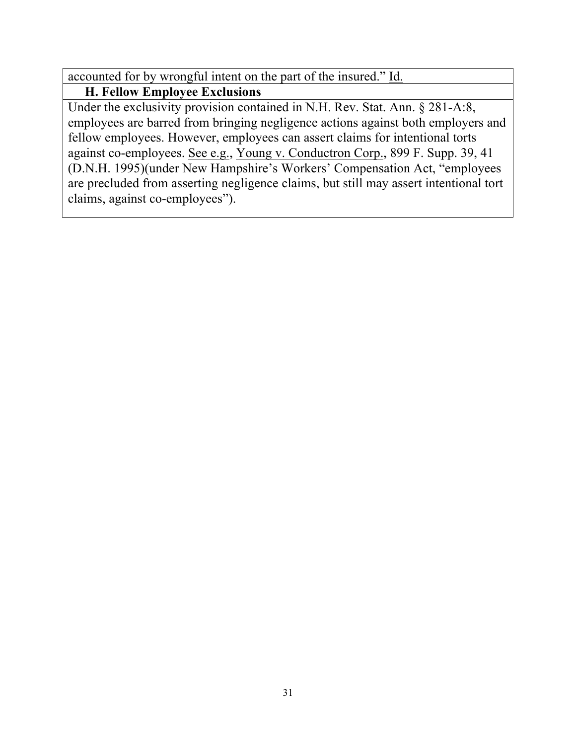accounted for by wrongful intent on the part of the insured." Id.

### H. Fellow Employee Exclusions

Under the exclusivity provision contained in N.H. Rev. Stat. Ann. § 281-A:8, employees are barred from bringing negligence actions against both employers and fellow employees. However, employees can assert claims for intentional torts against co-employees. See e.g., Young v. Conductron Corp., 899 F. Supp. 39, 41 (D.N.H. 1995)(under New Hampshire's Workers' Compensation Act, "employees are precluded from asserting negligence claims, but still may assert intentional tort claims, against co-employees").